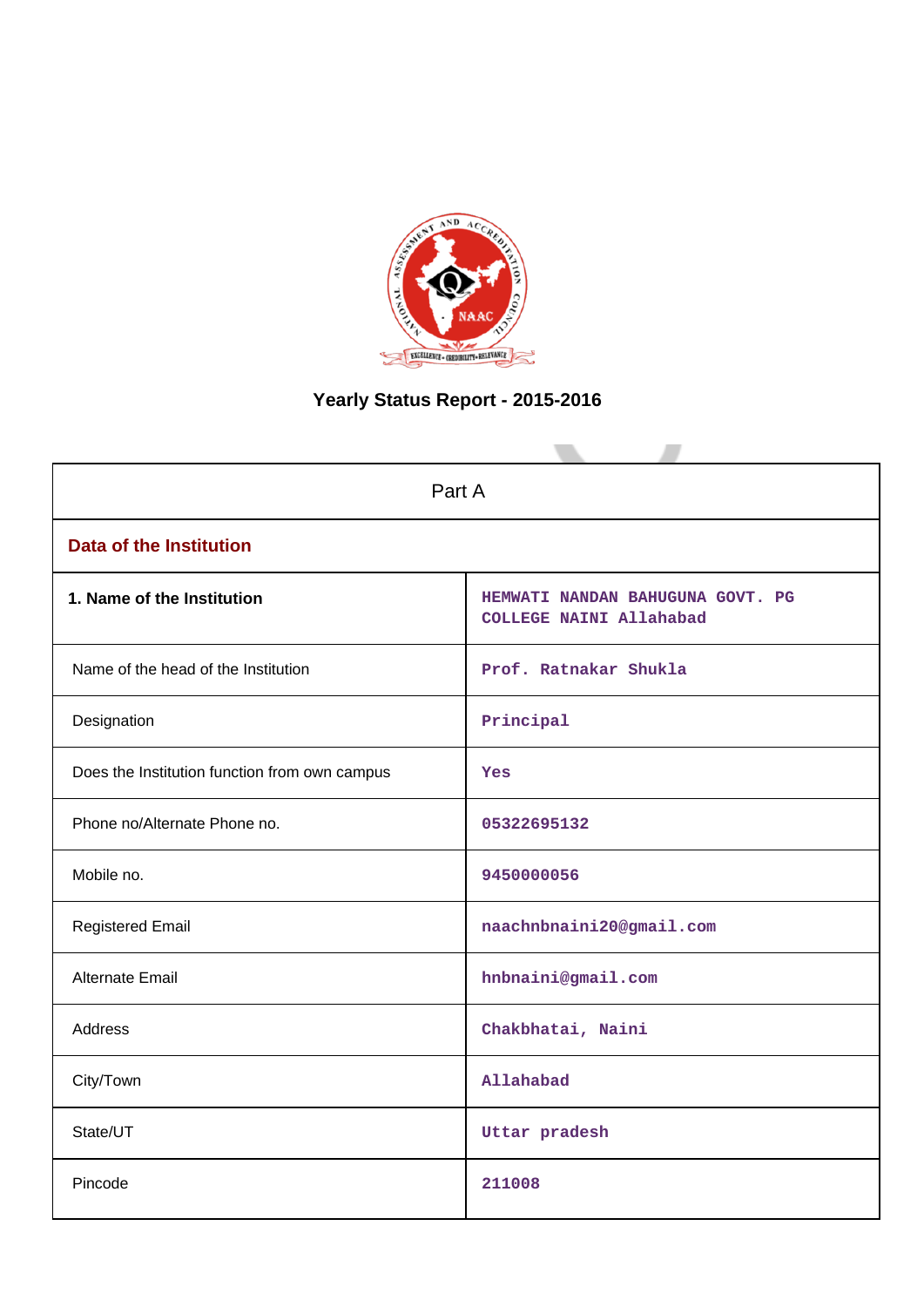# Yearly Status Report - 2015-2016

| Part A | |
|---|---|
| **Data of the Institution** | |
| **1. Name of the Institution** | HEMWATI NANDAN BAHUGUNA GOVT. PG COLLEGE NAINI Allahabad |
| Name of the head of the Institution | Prof. Ratnakar Shukla |
| Designation | Principal |
| Does the Institution function from own campus | Yes |
| Phone no/Alternate Phone no. | 05322695132 |
| Mobile no. | 9450000056 |
| Registered Email | naachnbnaini20@gmail.com |
| Alternate Email | hnbnaini@gmail.com |
| Address | Chakbhatai, Naini |
| City/Town | Allahabad |
| State/UT | Uttar pradesh |
| Pincode | 211008 |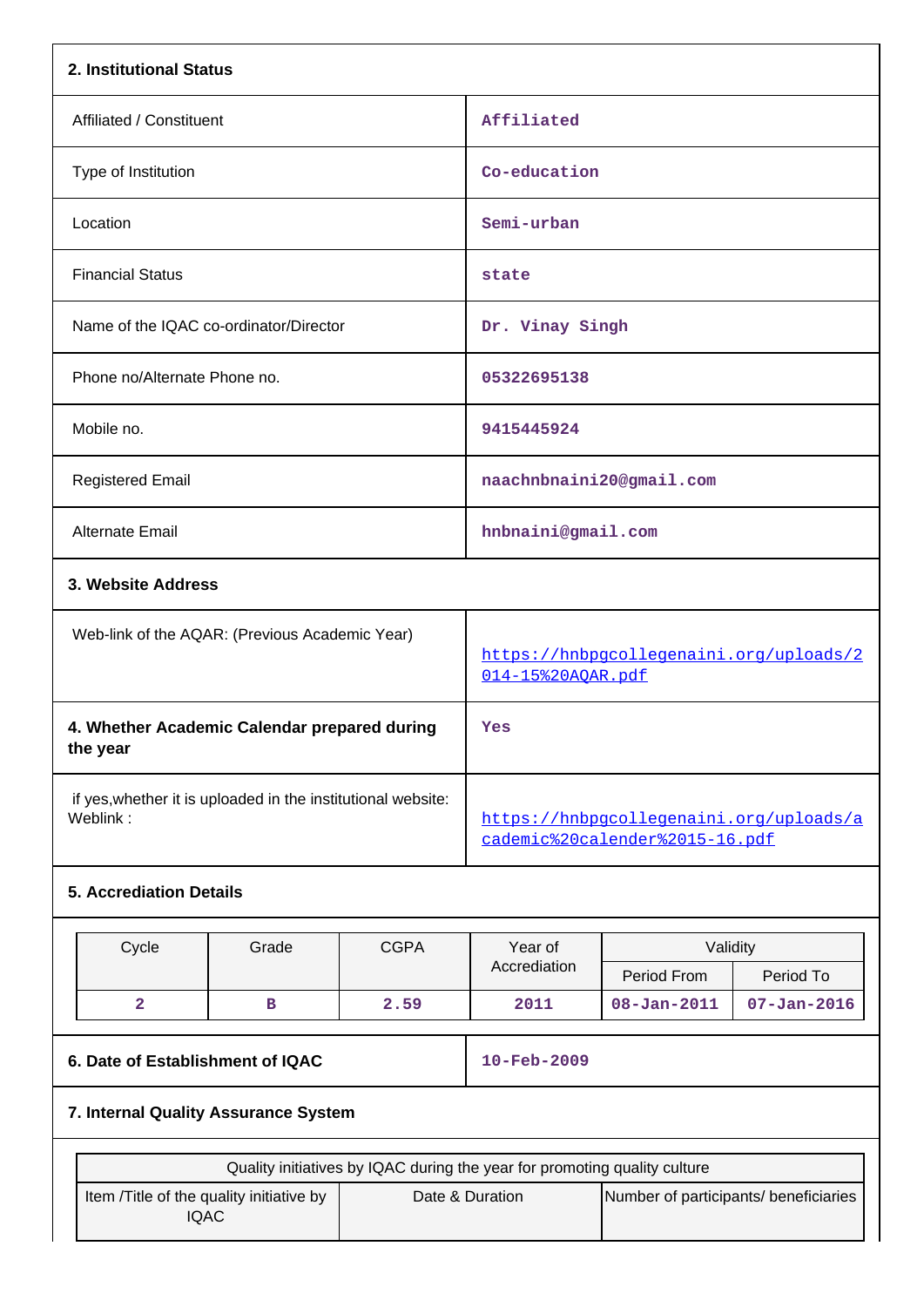## 2. Institutional Status

| | |
|---|---|
| Affiliated / Constituent | Affiliated |
| Type of Institution | Co-education |
| Location | Semi-urban |
| Financial Status | state |
| Name of the IQAC co-ordinator/Director | Dr. Vinay Singh |
| Phone no/Alternate Phone no. | 05322695138 |
| Mobile no. | 9415445924 |
| Registered Email | naachnbnaini20@gmail.com |
| Alternate Email | hnbnaini@gmail.com |

## 3. Website Address

| | |
|---|---|
| Web-link of the AQAR: (Previous Academic Year) | https://hnbpgcollegenaini.org/uploads/2014-15%20AQAR.pdf |

| | |
|---|---|
| **4. Whether Academic Calendar prepared during the year** | Yes |
| if yes,whether it is uploaded in the institutional website: Weblink : | https://hnbpgcollegenaini.org/uploads/academic%20calender%2015-16.pdf |

## 5. Accrediation Details

| Cycle | Grade | CGPA | Year of Accrediation | Validity | |
|---|---|---|---|---|---|
| | | | | Period From | Period To |
| 2 | B | 2.59 | 2011 | 08-Jan-2011 | 07-Jan-2016 |

| | |
|---|---|
| **6. Date of Establishment of IQAC** | 10-Feb-2009 |

## 7. Internal Quality Assurance System

| Quality initiatives by IQAC during the year for promoting quality culture | | |
|---|---|---|
| Item /Title of the quality initiative by IQAC | Date & Duration | Number of participants/ beneficiaries |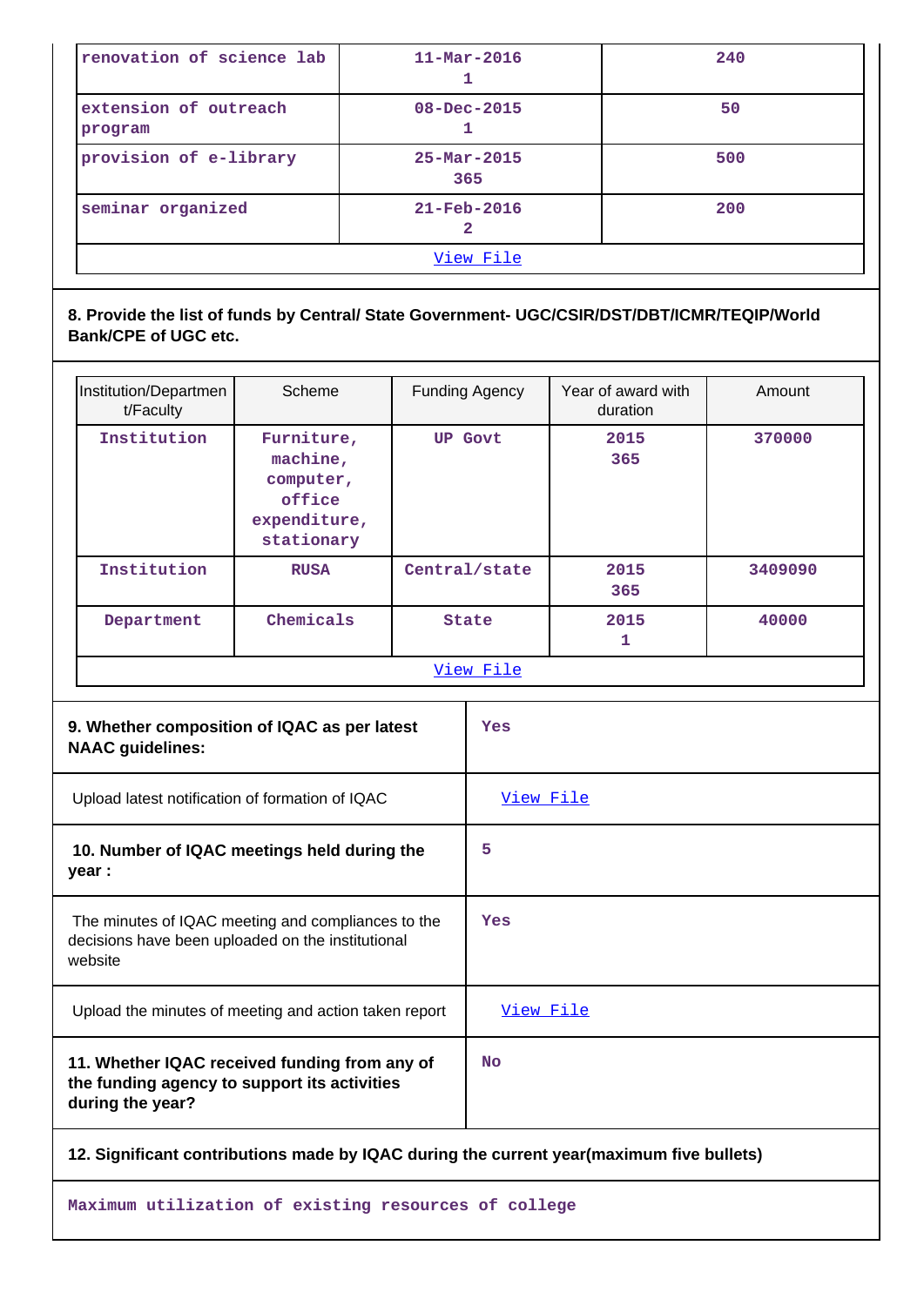| | | |
|---|---|---|
| renovation of science lab | 11-Mar-2016<br>1 | 240 |
| extension of outreach program | 08-Dec-2015<br>1 | 50 |
| provision of e-library | 25-Mar-2015<br>365 | 500 |
| seminar organized | 21-Feb-2016<br>2 | 200 |
| [View File](#) | | |

**8. Provide the list of funds by Central/ State Government- UGC/CSIR/DST/DBT/ICMR/TEQIP/World Bank/CPE of UGC etc.**

| Institution/Department/Faculty | Scheme | Funding Agency | Year of award with duration | Amount |
|---|---|---|---|---|
| Institution | Furniture, machine, computer, office expenditure, stationary | UP Govt | 2015<br>365 | 370000 |
| Institution | RUSA | Central/state | 2015<br>365 | 3409090 |
| Department | Chemicals | State | 2015<br>1 | 40000 |
| [View File](#) | | | | |

| | |
|---|---|
| **9. Whether composition of IQAC as per latest NAAC guidelines:** | Yes |
| Upload latest notification of formation of IQAC | [View File](#) |
| **10. Number of IQAC meetings held during the year :** | 5 |
| The minutes of IQAC meeting and compliances to the decisions have been uploaded on the institutional website | Yes |
| Upload the minutes of meeting and action taken report | [View File](#) |
| **11. Whether IQAC received funding from any of the funding agency to support its activities during the year?** | No |

**12. Significant contributions made by IQAC during the current year(maximum five bullets)**

Maximum utilization of existing resources of college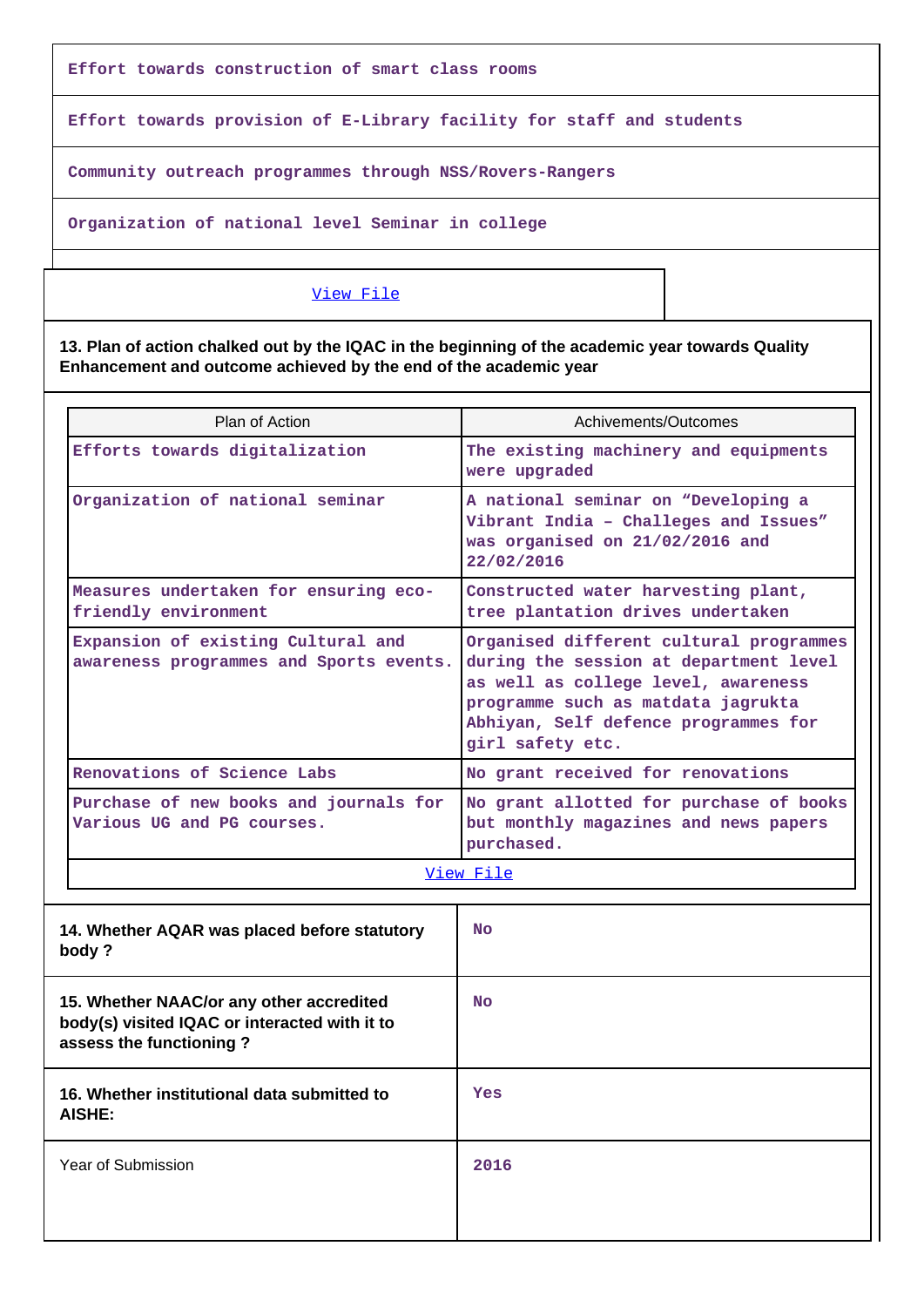| |
|---|
| Effort towards construction of smart class rooms |
| Effort towards provision of E-Library facility for staff and students |
| Community outreach programmes through NSS/Rovers-Rangers |
| Organization of national level Seminar in college |

View File

**13. Plan of action chalked out by the IQAC in the beginning of the academic year towards Quality Enhancement and outcome achieved by the end of the academic year**

| Plan of Action | Achivements/Outcomes |
|---|---|
| Efforts towards digitalization | The existing machinery and equipments were upgraded |
| Organization of national seminar | A national seminar on "Developing a Vibrant India – Challeges and Issues" was organised on 21/02/2016 and 22/02/2016 |
| Measures undertaken for ensuring eco-friendly environment | Constructed water harvesting plant, tree plantation drives undertaken |
| Expansion of existing Cultural and awareness programmes and Sports events. | Organised different cultural programmes during the session at department level as well as college level, awareness programme such as matdata jagrukta Abhiyan, Self defence programmes for girl safety etc. |
| Renovations of Science Labs | No grant received for renovations |
| Purchase of new books and journals for Various UG and PG courses. | No grant allotted for purchase of books but monthly magazines and news papers purchased. |

View File

| | |
|---|---|
| **14. Whether AQAR was placed before statutory body ?** | No |
| **15. Whether NAAC/or any other accredited body(s) visited IQAC or interacted with it to assess the functioning ?** | No |
| **16. Whether institutional data submitted to AISHE:** | Yes |
| Year of Submission | 2016 |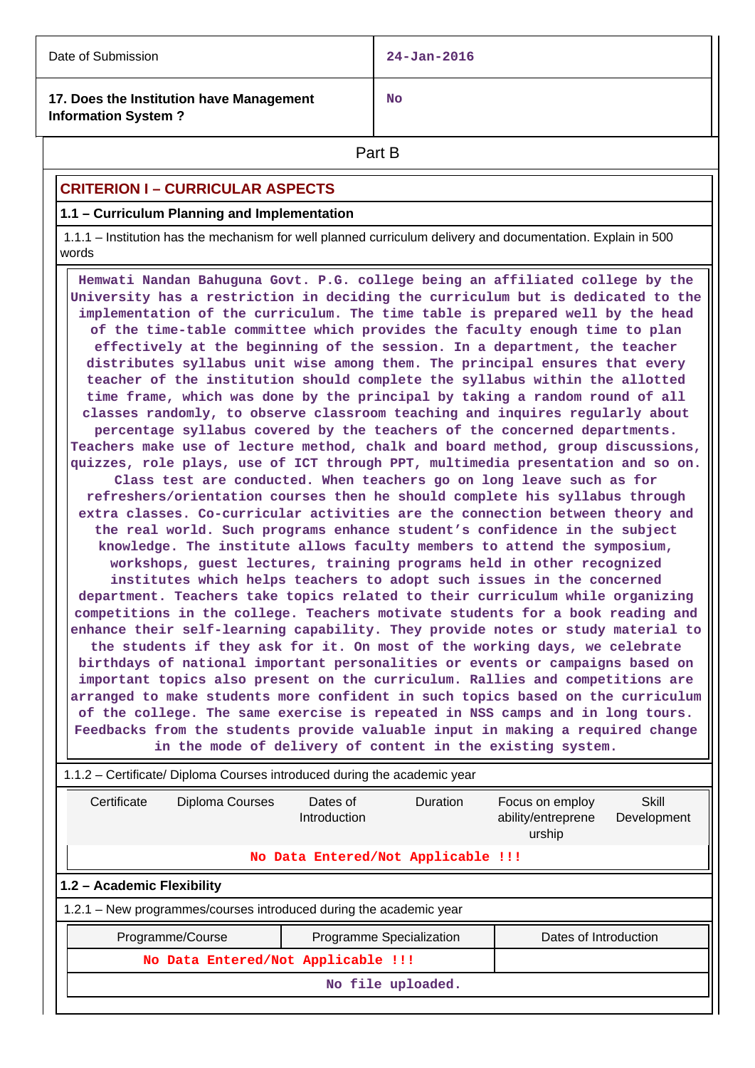| Date of Submission | 24-Jan-2016 |
|---|---|
| **17. Does the Institution have Management Information System ?** | **No** |

## Part B

### CRITERION I – CURRICULAR ASPECTS

#### 1.1 – Curriculum Planning and Implementation

1.1.1 – Institution has the mechanism for well planned curriculum delivery and documentation. Explain in 500 words

**Hemwati Nandan Bahuguna Govt. P.G. college being an affiliated college by the University has a restriction in deciding the curriculum but is dedicated to the implementation of the curriculum. The time table is prepared well by the head of the time-table committee which provides the faculty enough time to plan effectively at the beginning of the session. In a department, the teacher distributes syllabus unit wise among them. The principal ensures that every teacher of the institution should complete the syllabus within the allotted time frame, which was done by the principal by taking a random round of all classes randomly, to observe classroom teaching and inquires regularly about percentage syllabus covered by the teachers of the concerned departments. Teachers make use of lecture method, chalk and board method, group discussions, quizzes, role plays, use of ICT through PPT, multimedia presentation and so on. Class test are conducted. When teachers go on long leave such as for refreshers/orientation courses then he should complete his syllabus through extra classes. Co-curricular activities are the connection between theory and the real world. Such programs enhance student's confidence in the subject knowledge. The institute allows faculty members to attend the symposium, workshops, guest lectures, training programs held in other recognized institutes which helps teachers to adopt such issues in the concerned department. Teachers take topics related to their curriculum while organizing competitions in the college. Teachers motivate students for a book reading and enhance their self-learning capability. They provide notes or study material to the students if they ask for it. On most of the working days, we celebrate birthdays of national important personalities or events or campaigns based on important topics also present on the curriculum. Rallies and competitions are arranged to make students more confident in such topics based on the curriculum of the college. The same exercise is repeated in NSS camps and in long tours. Feedbacks from the students provide valuable input in making a required change in the mode of delivery of content in the existing system.**

1.1.2 – Certificate/ Diploma Courses introduced during the academic year

| Certificate | Diploma Courses | Dates of Introduction | Duration | Focus on employ ability/entreprene urship | Skill Development |
|---|---|---|---|---|---|
| **No Data Entered/Not Applicable !!!** | | | | | |

#### 1.2 – Academic Flexibility

1.2.1 – New programmes/courses introduced during the academic year

| Programme/Course | Programme Specialization | Dates of Introduction |
|---|---|---|
| **No Data Entered/Not Applicable !!!** | | |
| **No file uploaded.** | | |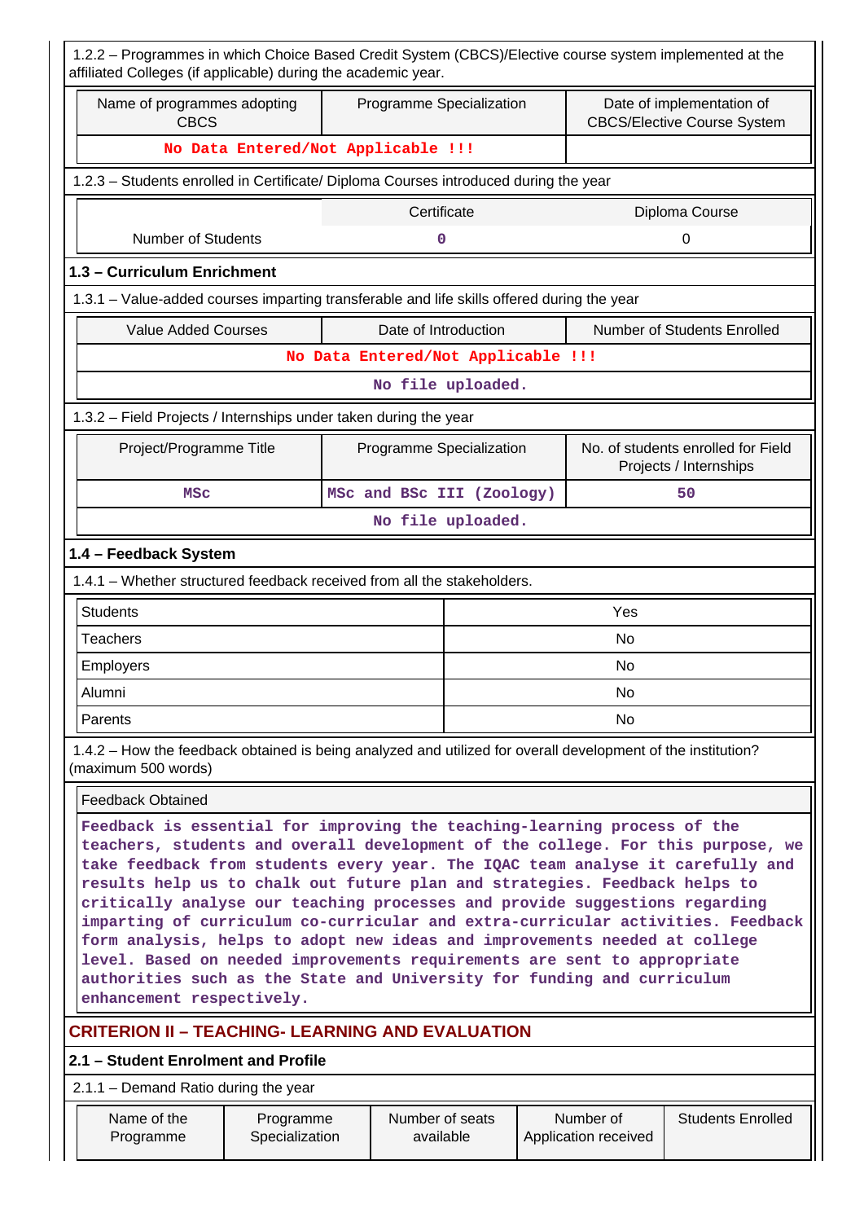1.2.2 – Programmes in which Choice Based Credit System (CBCS)/Elective course system implemented at the affiliated Colleges (if applicable) during the academic year.

| Name of programmes adopting CBCS | Programme Specialization | Date of implementation of CBCS/Elective Course System |
|---|---|---|
| No Data Entered/Not Applicable !!! | | |

1.2.3 – Students enrolled in Certificate/ Diploma Courses introduced during the year

| | Certificate | Diploma Course |
|---|---|---|
| Number of Students | 0 | 0 |

### 1.3 – Curriculum Enrichment

1.3.1 – Value-added courses imparting transferable and life skills offered during the year

| Value Added Courses | Date of Introduction | Number of Students Enrolled |
|---|---|---|
| No Data Entered/Not Applicable !!! | | |
| No file uploaded. | | |

1.3.2 – Field Projects / Internships under taken during the year

| Project/Programme Title | Programme Specialization | No. of students enrolled for Field Projects / Internships |
|---|---|---|
| MSc | MSc and BSc III (Zoology) | 50 |
| No file uploaded. | | |

### 1.4 – Feedback System

1.4.1 – Whether structured feedback received from all the stakeholders.

| | |
|---|---|
| Students | Yes |
| Teachers | No |
| Employers | No |
| Alumni | No |
| Parents | No |

1.4.2 – How the feedback obtained is being analyzed and utilized for overall development of the institution? (maximum 500 words)

Feedback Obtained

Feedback is essential for improving the teaching-learning process of the teachers, students and overall development of the college. For this purpose, we take feedback from students every year. The IQAC team analyse it carefully and results help us to chalk out future plan and strategies. Feedback helps to critically analyse our teaching processes and provide suggestions regarding imparting of curriculum co-curricular and extra-curricular activities. Feedback form analysis, helps to adopt new ideas and improvements needed at college level. Based on needed improvements requirements are sent to appropriate authorities such as the State and University for funding and curriculum enhancement respectively.

## CRITERION II – TEACHING- LEARNING AND EVALUATION

### 2.1 – Student Enrolment and Profile

2.1.1 – Demand Ratio during the year

| Name of the Programme | Programme Specialization | Number of seats available | Number of Application received | Students Enrolled |
|---|---|---|---|---|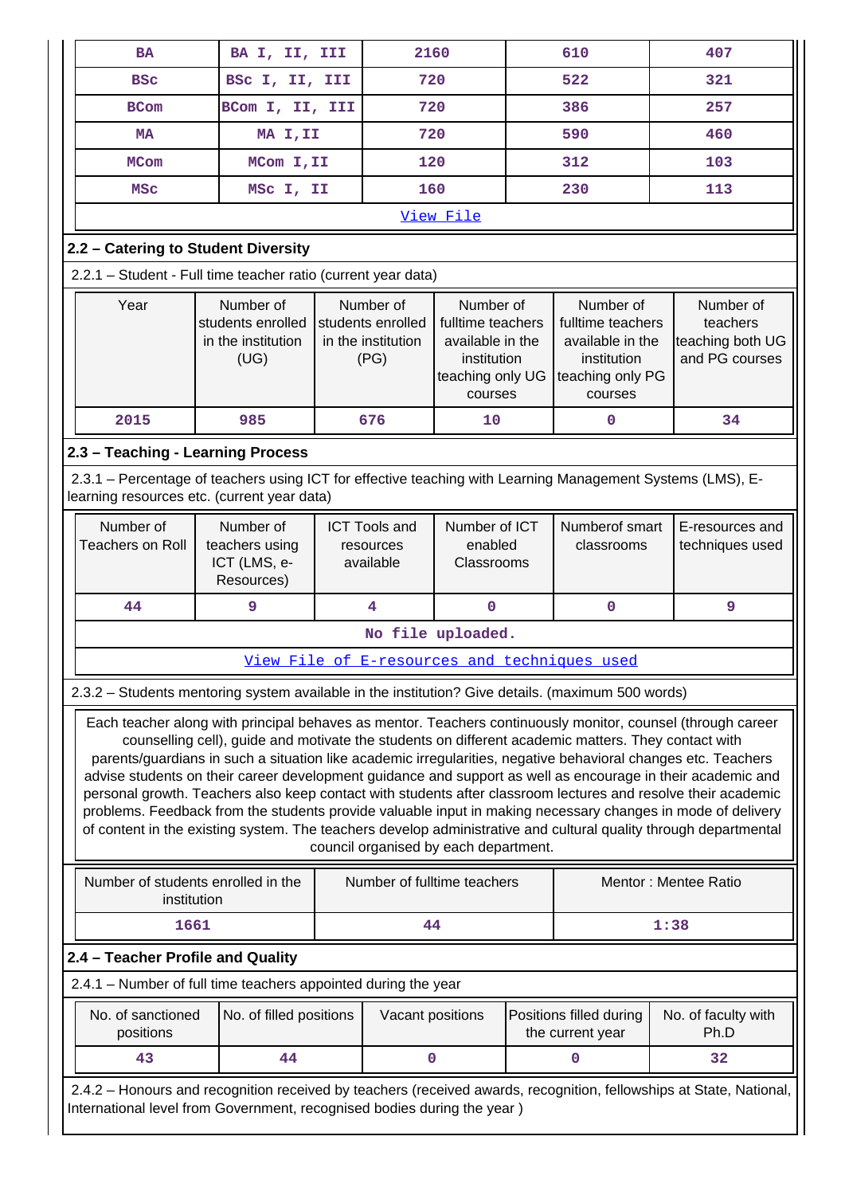| BA | BA I, II, III | 2160 | 610 | 407 |
|---|---|---|---|---|
| BSc | BSc I, II, III | 720 | 522 | 321 |
| BCom | BCom I, II, III | 720 | 386 | 257 |
| MA | MA I,II | 720 | 590 | 460 |
| MCom | MCom I,II | 120 | 312 | 103 |
| MSc | MSc I, II | 160 | 230 | 113 |

View File

## 2.2 – Catering to Student Diversity

2.2.1 – Student - Full time teacher ratio (current year data)

| Year | Number of students enrolled in the institution (UG) | Number of students enrolled in the institution (PG) | Number of fulltime teachers available in the institution teaching only UG courses | Number of fulltime teachers available in the institution teaching only PG courses | Number of teachers teaching both UG and PG courses |
|---|---|---|---|---|---|
| 2015 | 985 | 676 | 10 | 0 | 34 |

## 2.3 – Teaching - Learning Process

2.3.1 – Percentage of teachers using ICT for effective teaching with Learning Management Systems (LMS), E-learning resources etc. (current year data)

| Number of Teachers on Roll | Number of teachers using ICT (LMS, e-Resources) | ICT Tools and resources available | Number of ICT enabled Classrooms | Numberof smart classrooms | E-resources and techniques used |
|---|---|---|---|---|---|
| 44 | 9 | 4 | 0 | 0 | 9 |

No file uploaded.

View File of E-resources and techniques used

2.3.2 – Students mentoring system available in the institution? Give details. (maximum 500 words)

Each teacher along with principal behaves as mentor. Teachers continuously monitor, counsel (through career counselling cell), guide and motivate the students on different academic matters. They contact with parents/guardians in such a situation like academic irregularities, negative behavioral changes etc. Teachers advise students on their career development guidance and support as well as encourage in their academic and personal growth. Teachers also keep contact with students after classroom lectures and resolve their academic problems. Feedback from the students provide valuable input in making necessary changes in mode of delivery of content in the existing system. The teachers develop administrative and cultural quality through departmental council organised by each department.

| Number of students enrolled in the institution | Number of fulltime teachers | Mentor : Mentee Ratio |
|---|---|---|
| 1661 | 44 | 1:38 |

## 2.4 – Teacher Profile and Quality

2.4.1 – Number of full time teachers appointed during the year

| No. of sanctioned positions | No. of filled positions | Vacant positions | Positions filled during the current year | No. of faculty with Ph.D |
|---|---|---|---|---|
| 43 | 44 | 0 | 0 | 32 |

2.4.2 – Honours and recognition received by teachers (received awards, recognition, fellowships at State, National, International level from Government, recognised bodies during the year )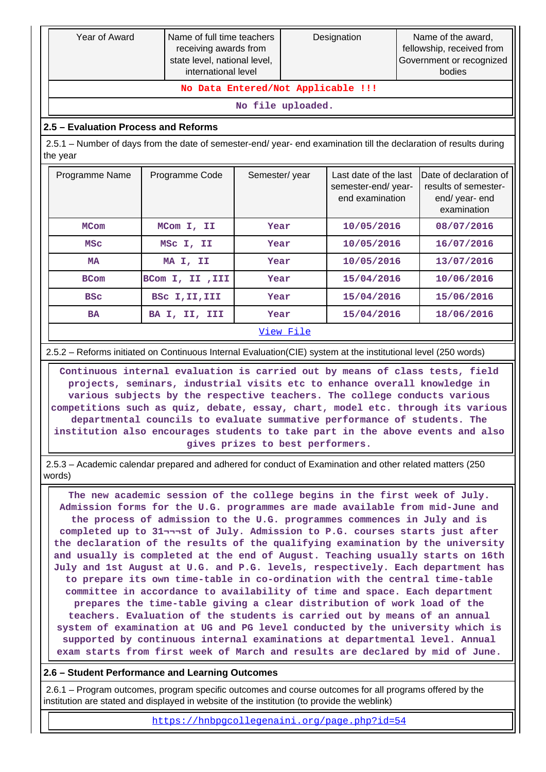| Year of Award | Name of full time teachers receiving awards from state level, national level, international level | Designation | Name of the award, fellowship, received from Government or recognized bodies |
|---|---|---|---|
| No Data Entered/Not Applicable !!! | | | |
| No file uploaded. | | | |

## 2.5 – Evaluation Process and Reforms

2.5.1 – Number of days from the date of semester-end/ year- end examination till the declaration of results during the year

| Programme Name | Programme Code | Semester/ year | Last date of the last semester-end/ year- end examination | Date of declaration of results of semester- end/ year- end examination |
|---|---|---|---|---|
| MCom | MCom I, II | Year | 10/05/2016 | 08/07/2016 |
| MSc | MSc I, II | Year | 10/05/2016 | 16/07/2016 |
| MA | MA I, II | Year | 10/05/2016 | 13/07/2016 |
| BCom | BCom I, II ,III | Year | 15/04/2016 | 10/06/2016 |
| BSc | BSc I,II,III | Year | 15/04/2016 | 15/06/2016 |
| BA | BA I, II, III | Year | 15/04/2016 | 18/06/2016 |

View File

2.5.2 – Reforms initiated on Continuous Internal Evaluation(CIE) system at the institutional level (250 words)

Continuous internal evaluation is carried out by means of class tests, field projects, seminars, industrial visits etc to enhance overall knowledge in various subjects by the respective teachers. The college conducts various competitions such as quiz, debate, essay, chart, model etc. through its various departmental councils to evaluate summative performance of students. The institution also encourages students to take part in the above events and also gives prizes to best performers.

2.5.3 – Academic calendar prepared and adhered for conduct of Examination and other related matters (250 words)

The new academic session of the college begins in the first week of July. Admission forms for the U.G. programmes are made available from mid-June and the process of admission to the U.G. programmes commences in July and is completed up to 31¬¬¬st of July. Admission to P.G. courses starts just after the declaration of the results of the qualifying examination by the university and usually is completed at the end of August. Teaching usually starts on 16th July and 1st August at U.G. and P.G. levels, respectively. Each department has to prepare its own time-table in co-ordination with the central time-table committee in accordance to availability of time and space. Each department prepares the time-table giving a clear distribution of work load of the teachers. Evaluation of the students is carried out by means of an annual system of examination at UG and PG level conducted by the university which is supported by continuous internal examinations at departmental level. Annual exam starts from first week of March and results are declared by mid of June.

## 2.6 – Student Performance and Learning Outcomes

2.6.1 – Program outcomes, program specific outcomes and course outcomes for all programs offered by the institution are stated and displayed in website of the institution (to provide the weblink)

https://hnbpgcollegenaini.org/page.php?id=54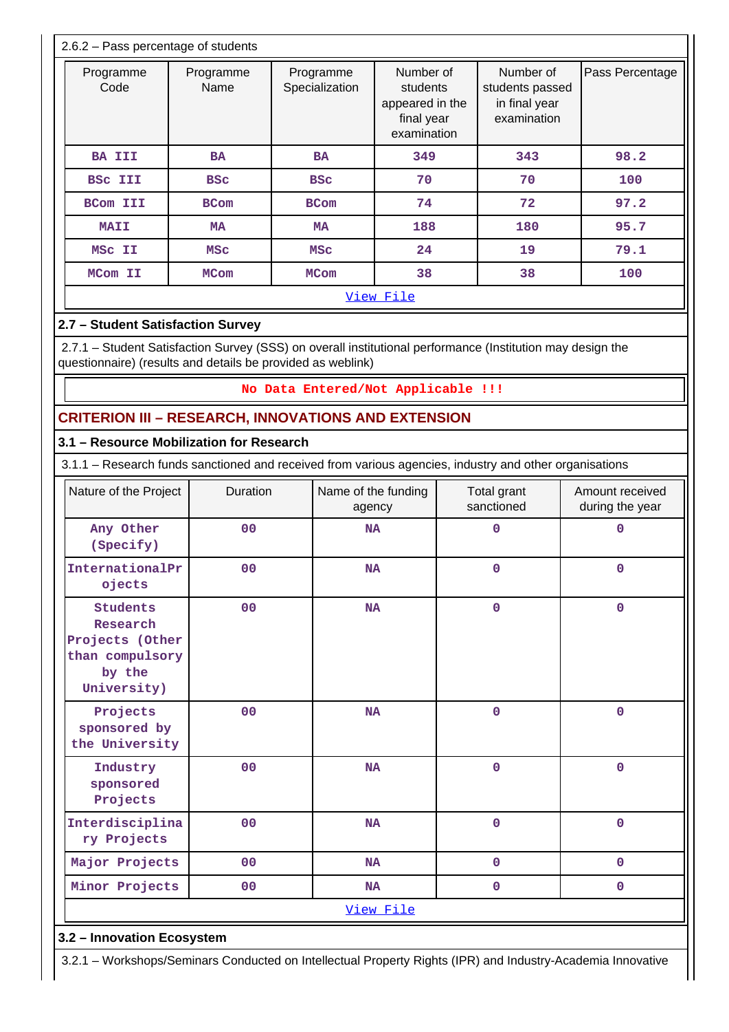2.6.2 – Pass percentage of students

| Programme Code | Programme Name | Programme Specialization | Number of students appeared in the final year examination | Number of students passed in final year examination | Pass Percentage |
|---|---|---|---|---|---|
| BA III | BA | BA | 349 | 343 | 98.2 |
| BSc III | BSc | BSc | 70 | 70 | 100 |
| BCom III | BCom | BCom | 74 | 72 | 97.2 |
| MAII | MA | MA | 188 | 180 | 95.7 |
| MSc II | MSc | MSc | 24 | 19 | 79.1 |
| MCom II | MCom | MCom | 38 | 38 | 100 |

View File

### 2.7 – Student Satisfaction Survey

2.7.1 – Student Satisfaction Survey (SSS) on overall institutional performance (Institution may design the questionnaire) (results and details be provided as weblink)

No Data Entered/Not Applicable !!!

## CRITERION III – RESEARCH, INNOVATIONS AND EXTENSION

### 3.1 – Resource Mobilization for Research

3.1.1 – Research funds sanctioned and received from various agencies, industry and other organisations

| Nature of the Project | Duration | Name of the funding agency | Total grant sanctioned | Amount received during the year |
|---|---|---|---|---|
| Any Other (Specify) | 00 | NA | 0 | 0 |
| InternationalProjects | 00 | NA | 0 | 0 |
| Students Research Projects (Other than compulsory by the University) | 00 | NA | 0 | 0 |
| Projects sponsored by the University | 00 | NA | 0 | 0 |
| Industry sponsored Projects | 00 | NA | 0 | 0 |
| Interdisciplinary Projects | 00 | NA | 0 | 0 |
| Major Projects | 00 | NA | 0 | 0 |
| Minor Projects | 00 | NA | 0 | 0 |

View File

### 3.2 – Innovation Ecosystem

3.2.1 – Workshops/Seminars Conducted on Intellectual Property Rights (IPR) and Industry-Academia Innovative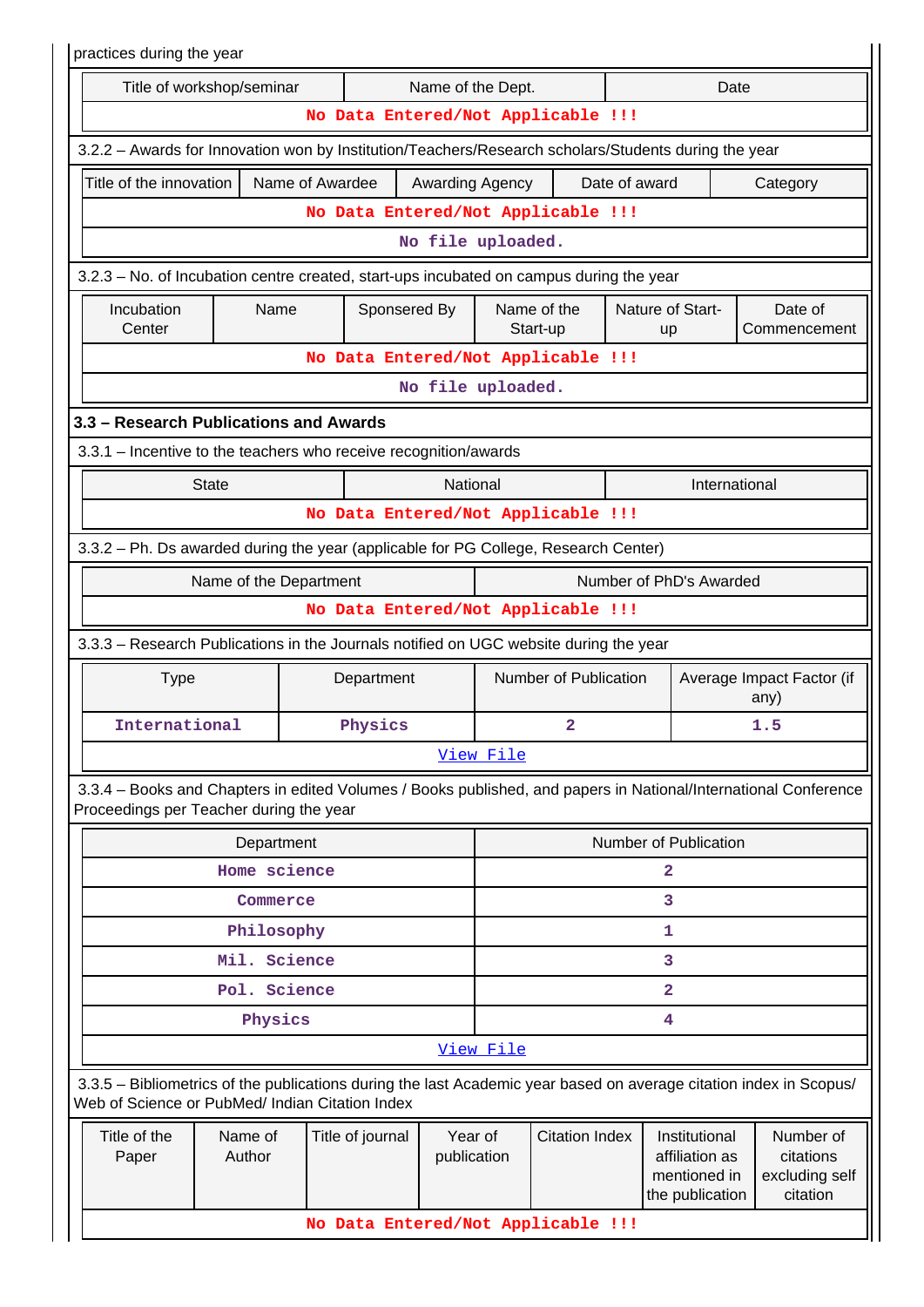practices during the year

| Title of workshop/seminar | Name of the Dept. | Date |
|---|---|---|
| No Data Entered/Not Applicable !!! | | |

3.2.2 – Awards for Innovation won by Institution/Teachers/Research scholars/Students during the year

| Title of the innovation | Name of Awardee | Awarding Agency | Date of award | Category |
|---|---|---|---|---|
| No Data Entered/Not Applicable !!! | | | | |
| No file uploaded. | | | | |

3.2.3 – No. of Incubation centre created, start-ups incubated on campus during the year

| Incubation Center | Name | Sponsered By | Name of the Start-up | Nature of Start-up | Date of Commencement |
|---|---|---|---|---|---|
| No Data Entered/Not Applicable !!! | | | | | |
| No file uploaded. | | | | | |

**3.3 – Research Publications and Awards**

3.3.1 – Incentive to the teachers who receive recognition/awards

| State | National | International |
|---|---|---|
| No Data Entered/Not Applicable !!! | | |

3.3.2 – Ph. Ds awarded during the year (applicable for PG College, Research Center)

| Name of the Department | Number of PhD's Awarded |
|---|---|
| No Data Entered/Not Applicable !!! | |

3.3.3 – Research Publications in the Journals notified on UGC website during the year

| Type | Department | Number of Publication | Average Impact Factor (if any) |
|---|---|---|---|
| International | Physics | 2 | 1.5 |
| View File | | | |

3.3.4 – Books and Chapters in edited Volumes / Books published, and papers in National/International Conference Proceedings per Teacher during the year

| Department | Number of Publication |
|---|---|
| Home science | 2 |
| Commerce | 3 |
| Philosophy | 1 |
| Mil. Science | 3 |
| Pol. Science | 2 |
| Physics | 4 |
| View File | |

3.3.5 – Bibliometrics of the publications during the last Academic year based on average citation index in Scopus/ Web of Science or PubMed/ Indian Citation Index

| Title of the Paper | Name of Author | Title of journal | Year of publication | Citation Index | Institutional affiliation as mentioned in the publication | Number of citations excluding self citation |
|---|---|---|---|---|---|---|
| No Data Entered/Not Applicable !!! | | | | | | |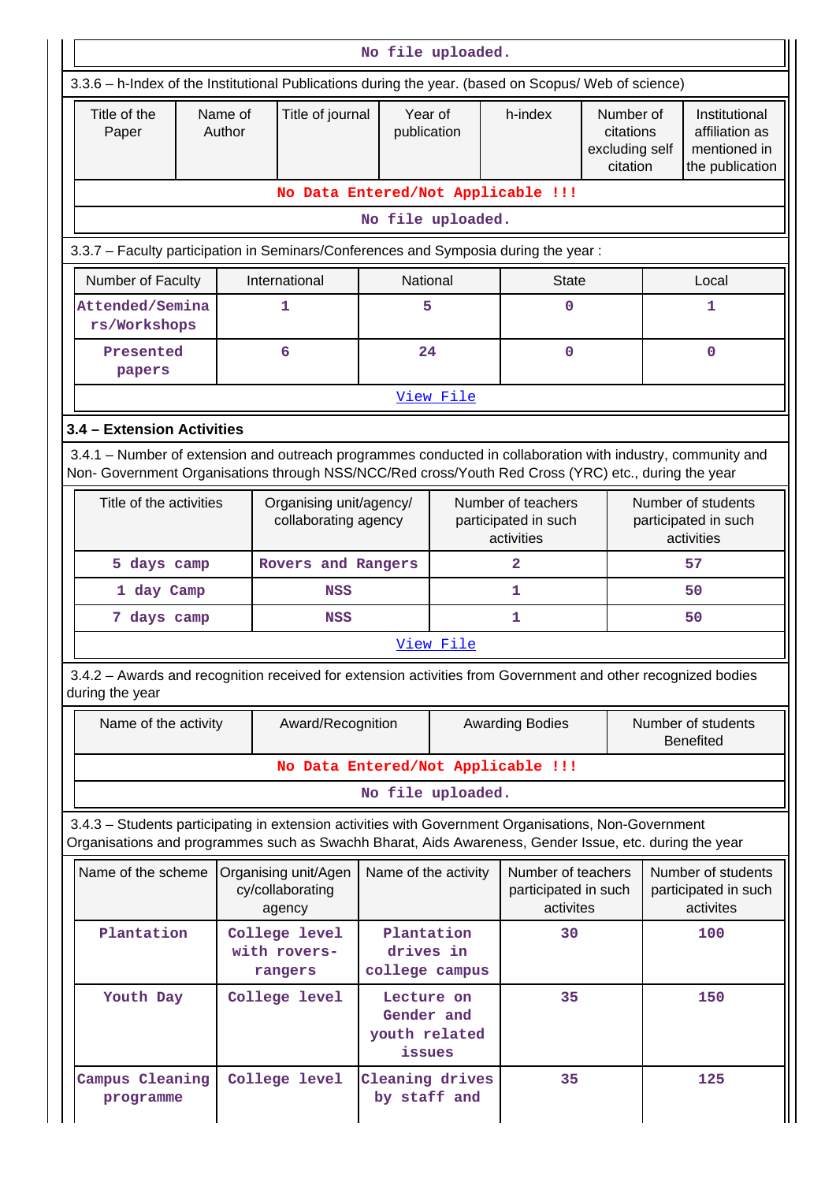No file uploaded.

3.3.6 – h-Index of the Institutional Publications during the year. (based on Scopus/ Web of science)

| Title of the Paper | Name of Author | Title of journal | Year of publication | h-index | Number of citations excluding self citation | Institutional affiliation as mentioned in the publication |
|---|---|---|---|---|---|---|
| No Data Entered/Not Applicable !!! | | | | | | |

No file uploaded.

3.3.7 – Faculty participation in Seminars/Conferences and Symposia during the year :

| Number of Faculty | International | National | State | Local |
|---|---|---|---|---|
| Attended/Seminars/Workshops | 1 | 5 | 0 | 1 |
| Presented papers | 6 | 24 | 0 | 0 |

View File

**3.4 – Extension Activities**

3.4.1 – Number of extension and outreach programmes conducted in collaboration with industry, community and Non- Government Organisations through NSS/NCC/Red cross/Youth Red Cross (YRC) etc., during the year

| Title of the activities | Organising unit/agency/ collaborating agency | Number of teachers participated in such activities | Number of students participated in such activities |
|---|---|---|---|
| 5 days camp | Rovers and Rangers | 2 | 57 |
| 1 day Camp | NSS | 1 | 50 |
| 7 days camp | NSS | 1 | 50 |

View File

3.4.2 – Awards and recognition received for extension activities from Government and other recognized bodies during the year

| Name of the activity | Award/Recognition | Awarding Bodies | Number of students Benefited |
|---|---|---|---|
| No Data Entered/Not Applicable !!! | | | |

No file uploaded.

3.4.3 – Students participating in extension activities with Government Organisations, Non-Government Organisations and programmes such as Swachh Bharat, Aids Awareness, Gender Issue, etc. during the year

| Name of the scheme | Organising unit/Agency/collaborating agency | Name of the activity | Number of teachers participated in such activites | Number of students participated in such activites |
|---|---|---|---|---|
| Plantation | College level with rovers-rangers | Plantation drives in college campus | 30 | 100 |
| Youth Day | College level | Lecture on Gender and youth related issues | 35 | 150 |
| Campus Cleaning programme | College level | Cleaning drives by staff and | 35 | 125 |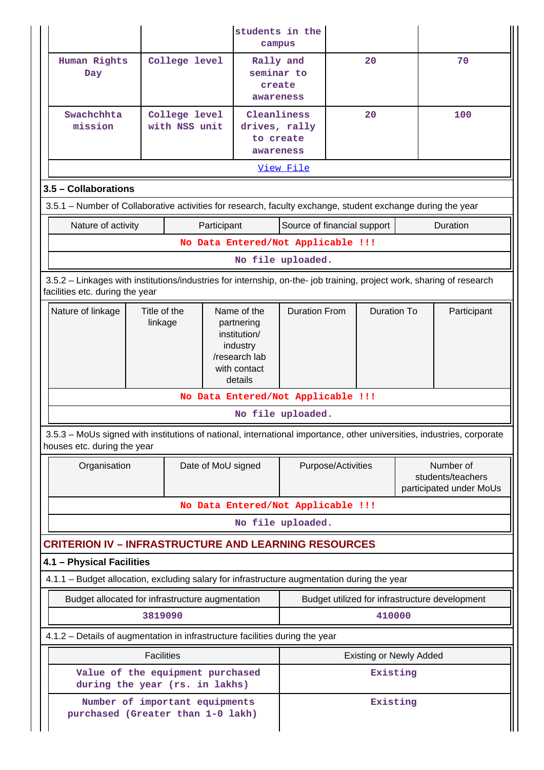| | | students in the campus | | |
|---|---|---|---|---|
| Human Rights Day | College level | Rally and seminar to create awareness | 20 | 70 |
| Swachchhta mission | College level with NSS unit | Cleanliness drives, rally to create awareness | 20 | 100 |
| View File | | | | |

### 3.5 – Collaborations

3.5.1 – Number of Collaborative activities for research, faculty exchange, student exchange during the year

| Nature of activity | Participant | Source of financial support | Duration |
|---|---|---|---|
| No Data Entered/Not Applicable !!! | | | |
| No file uploaded. | | | |

3.5.2 – Linkages with institutions/industries for internship, on-the- job training, project work, sharing of research facilities etc. during the year

| Nature of linkage | Title of the linkage | Name of the partnering institution/ industry /research lab with contact details | Duration From | Duration To | Participant |
|---|---|---|---|---|---|
| No Data Entered/Not Applicable !!! | | | | | |
| No file uploaded. | | | | | |

3.5.3 – MoUs signed with institutions of national, international importance, other universities, industries, corporate houses etc. during the year

| Organisation | Date of MoU signed | Purpose/Activities | Number of students/teachers participated under MoUs |
|---|---|---|---|
| No Data Entered/Not Applicable !!! | | | |
| No file uploaded. | | | |

## CRITERION IV – INFRASTRUCTURE AND LEARNING RESOURCES

### 4.1 – Physical Facilities

4.1.1 – Budget allocation, excluding salary for infrastructure augmentation during the year

| Budget allocated for infrastructure augmentation | Budget utilized for infrastructure development |
|---|---|
| 3819090 | 410000 |

4.1.2 – Details of augmentation in infrastructure facilities during the year

| Facilities | Existing or Newly Added |
|---|---|
| Value of the equipment purchased during the year (rs. in lakhs) | Existing |
| Number of important equipments purchased (Greater than 1-0 lakh) | Existing |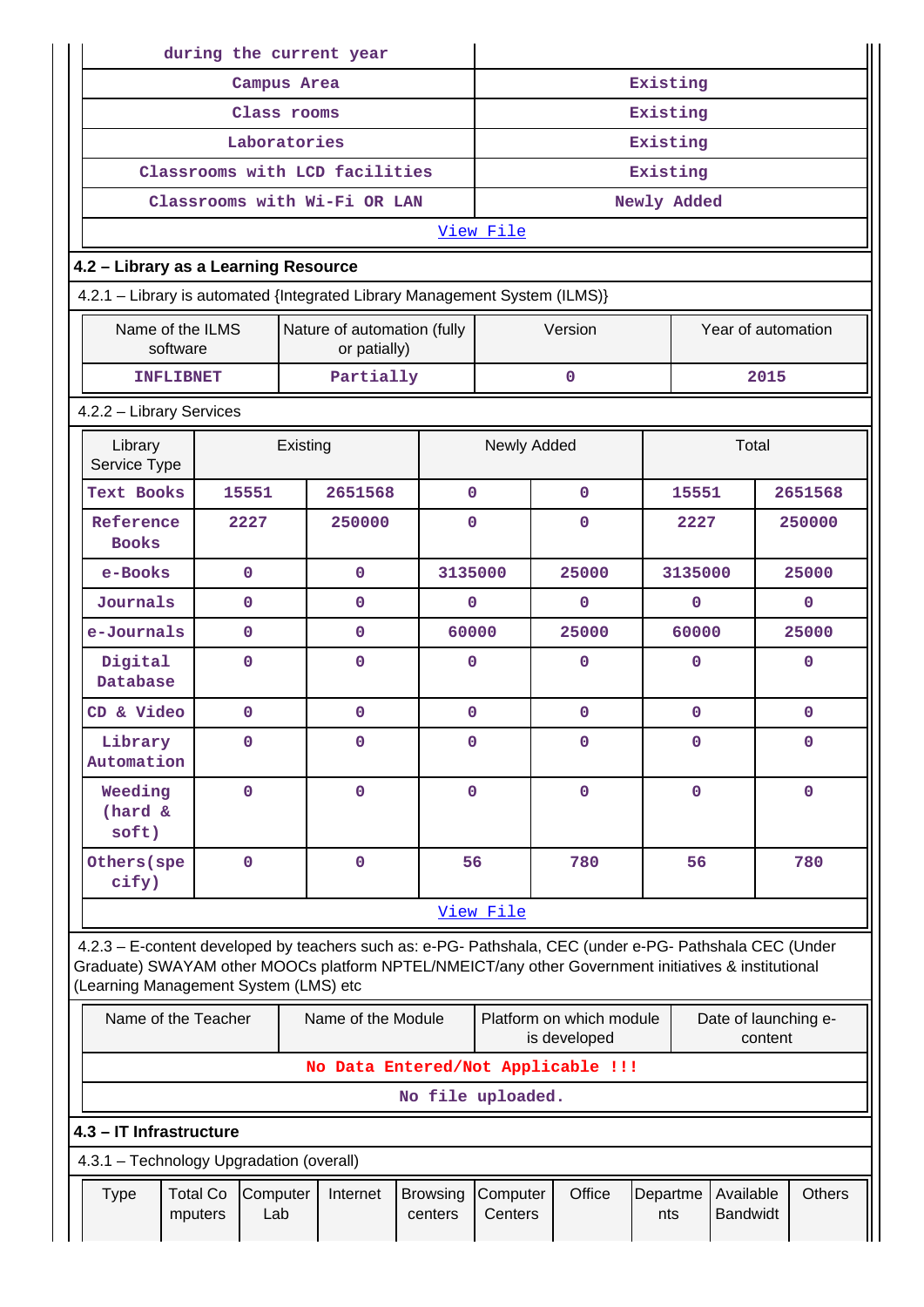| during the current year | |
|---|---|
| Campus Area | Existing |
| Class rooms | Existing |
| Laboratories | Existing |
| Classrooms with LCD facilities | Existing |
| Classrooms with Wi-Fi OR LAN | Newly Added |
| View File | |

### 4.2 – Library as a Learning Resource

4.2.1 – Library is automated {Integrated Library Management System (ILMS)}

| Name of the ILMS software | Nature of automation (fully or patially) | Version | Year of automation |
|---|---|---|---|
| INFLIBNET | Partially | 0 | 2015 |

4.2.2 – Library Services

| Library Service Type | Existing | | Newly Added | | Total | |
|---|---|---|---|---|---|---|
| Text Books | 15551 | 2651568 | 0 | 0 | 15551 | 2651568 |
| Reference Books | 2227 | 250000 | 0 | 0 | 2227 | 250000 |
| e-Books | 0 | 0 | 3135000 | 25000 | 3135000 | 25000 |
| Journals | 0 | 0 | 0 | 0 | 0 | 0 |
| e-Journals | 0 | 0 | 60000 | 25000 | 60000 | 25000 |
| Digital Database | 0 | 0 | 0 | 0 | 0 | 0 |
| CD & Video | 0 | 0 | 0 | 0 | 0 | 0 |
| Library Automation | 0 | 0 | 0 | 0 | 0 | 0 |
| Weeding (hard & soft) | 0 | 0 | 0 | 0 | 0 | 0 |
| Others(specify) | 0 | 0 | 56 | 780 | 56 | 780 |

View File

4.2.3 – E-content developed by teachers such as: e-PG- Pathshala, CEC (under e-PG- Pathshala CEC (Under Graduate) SWAYAM other MOOCs platform NPTEL/NMEICT/any other Government initiatives & institutional (Learning Management System (LMS) etc

| Name of the Teacher | Name of the Module | Platform on which module is developed | Date of launching e-content |
|---|---|---|---|
| No Data Entered/Not Applicable !!! | | | |
| No file uploaded. | | | |

### 4.3 – IT Infrastructure

4.3.1 – Technology Upgradation (overall)

| Type | Total Computers | Computer Lab | Internet | Browsing centers | Computer Centers | Office | Departments | Available Bandwidt | Others |
|---|---|---|---|---|---|---|---|---|---|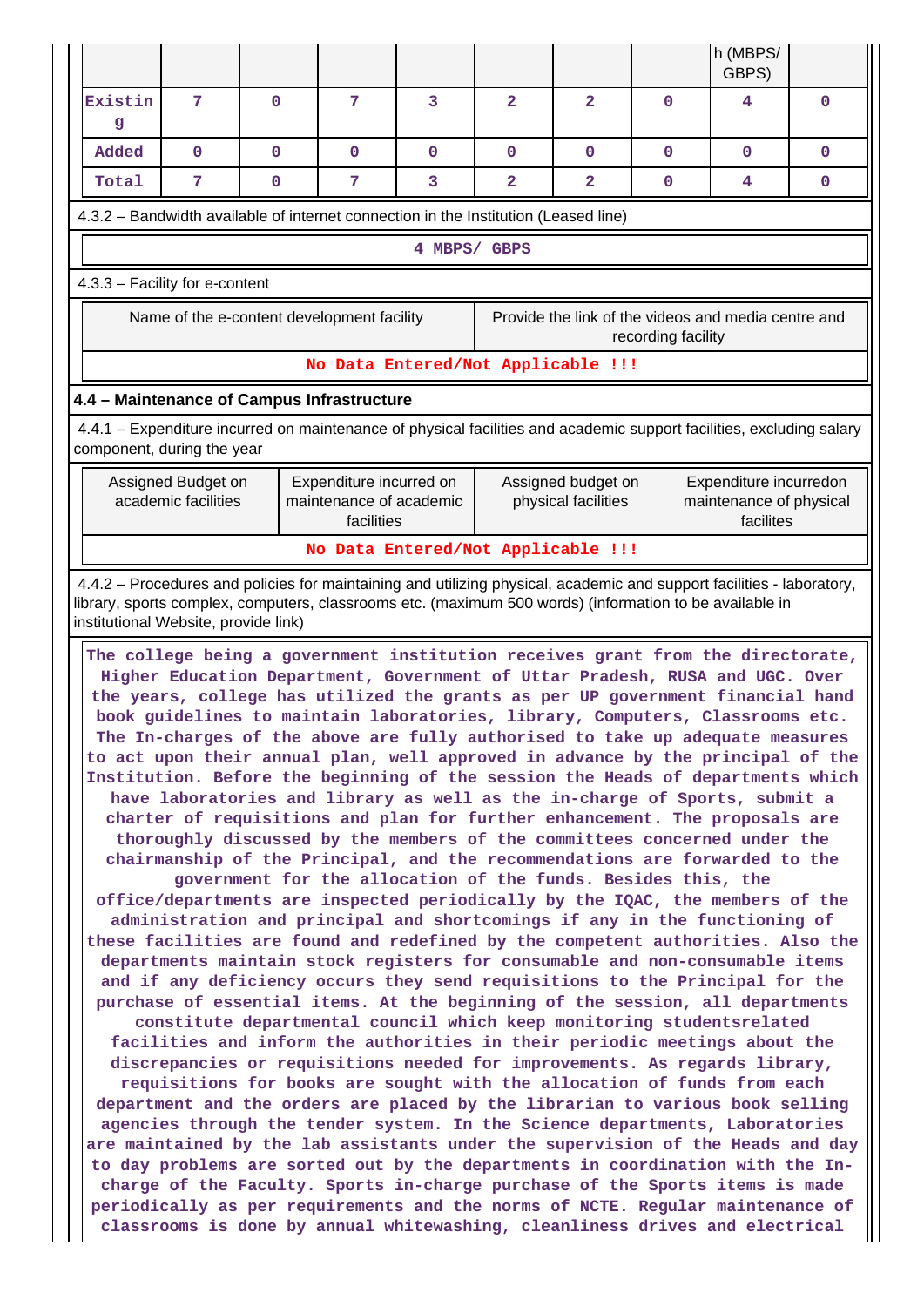| | | | | | | | | h (MBPS/ GBPS) | |
|---|---|---|---|---|---|---|---|---|---|
| Existing | 7 | 0 | 7 | 3 | 2 | 2 | 0 | 4 | 0 |
| Added | 0 | 0 | 0 | 0 | 0 | 0 | 0 | 0 | 0 |
| Total | 7 | 0 | 7 | 3 | 2 | 2 | 0 | 4 | 0 |

4.3.2 – Bandwidth available of internet connection in the Institution (Leased line)

4 MBPS/ GBPS

4.3.3 – Facility for e-content

| Name of the e-content development facility | Provide the link of the videos and media centre and recording facility |
|---|---|
| No Data Entered/Not Applicable !!! | |

**4.4 – Maintenance of Campus Infrastructure**

4.4.1 – Expenditure incurred on maintenance of physical facilities and academic support facilities, excluding salary component, during the year

| Assigned Budget on academic facilities | Expenditure incurred on maintenance of academic facilities | Assigned budget on physical facilities | Expenditure incurredon maintenance of physical facilites |
|---|---|---|---|
| No Data Entered/Not Applicable !!! | | | |

4.4.2 – Procedures and policies for maintaining and utilizing physical, academic and support facilities - laboratory, library, sports complex, computers, classrooms etc. (maximum 500 words) (information to be available in institutional Website, provide link)

The college being a government institution receives grant from the directorate, Higher Education Department, Government of Uttar Pradesh, RUSA and UGC. Over the years, college has utilized the grants as per UP government financial hand book guidelines to maintain laboratories, library, Computers, Classrooms etc. The In-charges of the above are fully authorised to take up adequate measures to act upon their annual plan, well approved in advance by the principal of the Institution. Before the beginning of the session the Heads of departments which have laboratories and library as well as the in-charge of Sports, submit a charter of requisitions and plan for further enhancement. The proposals are thoroughly discussed by the members of the committees concerned under the chairmanship of the Principal, and the recommendations are forwarded to the government for the allocation of the funds. Besides this, the office/departments are inspected periodically by the IQAC, the members of the administration and principal and shortcomings if any in the functioning of these facilities are found and redefined by the competent authorities. Also the departments maintain stock registers for consumable and non-consumable items and if any deficiency occurs they send requisitions to the Principal for the purchase of essential items. At the beginning of the session, all departments constitute departmental council which keep monitoring studentsrelated facilities and inform the authorities in their periodic meetings about the discrepancies or requisitions needed for improvements. As regards library, requisitions for books are sought with the allocation of funds from each department and the orders are placed by the librarian to various book selling agencies through the tender system. In the Science departments, Laboratories are maintained by the lab assistants under the supervision of the Heads and day to day problems are sorted out by the departments in coordination with the In-charge of the Faculty. Sports in-charge purchase of the Sports items is made periodically as per requirements and the norms of NCTE. Regular maintenance of classrooms is done by annual whitewashing, cleanliness drives and electrical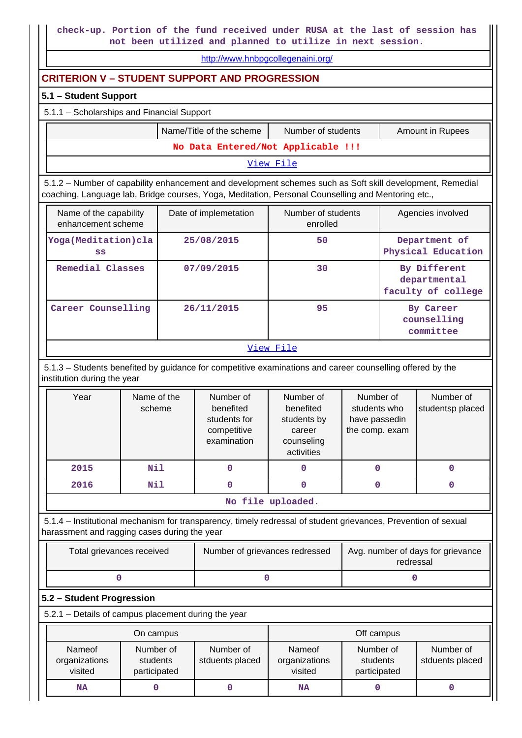check-up. Portion of the fund received under RUSA at the last of session has not been utilized and planned to utilize in next session.

http://www.hnbpgcollegenaini.org/

## CRITERION V – STUDENT SUPPORT AND PROGRESSION

### 5.1 – Student Support

5.1.1 – Scholarships and Financial Support

| | Name/Title of the scheme | Number of students | Amount in Rupees |
|---|---|---|---|
| No Data Entered/Not Applicable !!! | | | |
| View File | | | |

5.1.2 – Number of capability enhancement and development schemes such as Soft skill development, Remedial coaching, Language lab, Bridge courses, Yoga, Meditation, Personal Counselling and Mentoring etc.,

| Name of the capability enhancement scheme | Date of implemetation | Number of students enrolled | Agencies involved |
|---|---|---|---|
| Yoga(Meditation)class | 25/08/2015 | 50 | Department of Physical Education |
| Remedial Classes | 07/09/2015 | 30 | By Different departmental faculty of college |
| Career Counselling | 26/11/2015 | 95 | By Career counselling committee |
| View File | | | |

5.1.3 – Students benefited by guidance for competitive examinations and career counselling offered by the institution during the year

| Year | Name of the scheme | Number of benefited students for competitive examination | Number of benefited students by career counseling activities | Number of students who have passedin the comp. exam | Number of studentsp placed |
|---|---|---|---|---|---|
| 2015 | Nil | 0 | 0 | 0 | 0 |
| 2016 | Nil | 0 | 0 | 0 | 0 |
| No file uploaded. | | | | | |

5.1.4 – Institutional mechanism for transparency, timely redressal of student grievances, Prevention of sexual harassment and ragging cases during the year

| Total grievances received | Number of grievances redressed | Avg. number of days for grievance redressal |
|---|---|---|
| 0 | 0 | 0 |

### 5.2 – Student Progression

5.2.1 – Details of campus placement during the year

| On campus | | | Off campus | | |
|---|---|---|---|---|---|
| Nameof organizations visited | Number of students participated | Number of stduents placed | Nameof organizations visited | Number of students participated | Number of stduents placed |
| NA | 0 | 0 | NA | 0 | 0 |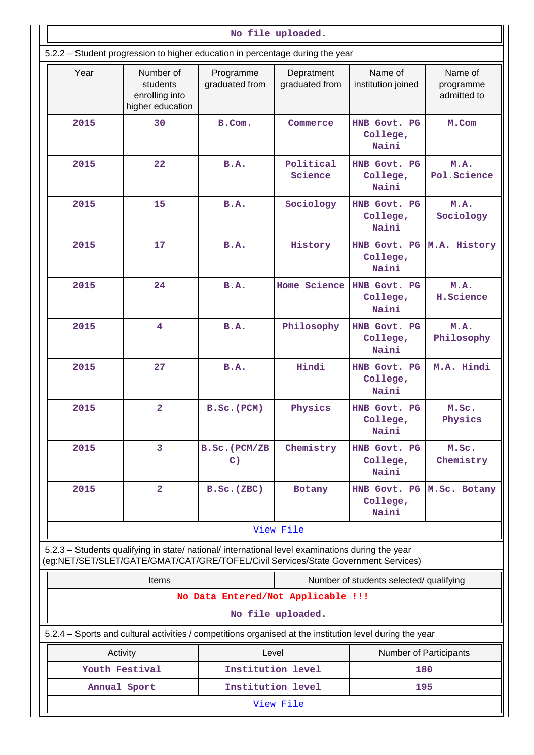No file uploaded.

5.2.2 – Student progression to higher education in percentage during the year

| Year | Number of students enrolling into higher education | Programme graduated from | Depratment graduated from | Name of institution joined | Name of programme admitted to |
|---|---|---|---|---|---|
| 2015 | 30 | B.Com. | Commerce | HNB Govt. PG College, Naini | M.Com |
| 2015 | 22 | B.A. | Political Science | HNB Govt. PG College, Naini | M.A. Pol.Science |
| 2015 | 15 | B.A. | Sociology | HNB Govt. PG College, Naini | M.A. Sociology |
| 2015 | 17 | B.A. | History | HNB Govt. PG College, Naini | M.A. History |
| 2015 | 24 | B.A. | Home Science | HNB Govt. PG College, Naini | M.A. H.Science |
| 2015 | 4 | B.A. | Philosophy | HNB Govt. PG College, Naini | M.A. Philosophy |
| 2015 | 27 | B.A. | Hindi | HNB Govt. PG College, Naini | M.A. Hindi |
| 2015 | 2 | B.Sc.(PCM) | Physics | HNB Govt. PG College, Naini | M.Sc. Physics |
| 2015 | 3 | B.Sc.(PCM/ZBC) | Chemistry | HNB Govt. PG College, Naini | M.Sc. Chemistry |
| 2015 | 2 | B.Sc.(ZBC) | Botany | HNB Govt. PG College, Naini | M.Sc. Botany |

View File

5.2.3 – Students qualifying in state/ national/ international level examinations during the year (eg:NET/SET/SLET/GATE/GMAT/CAT/GRE/TOFEL/Civil Services/State Government Services)

| Items | Number of students selected/ qualifying |
|---|---|

No Data Entered/Not Applicable !!!

No file uploaded.

5.2.4 – Sports and cultural activities / competitions organised at the institution level during the year

| Activity | Level | Number of Participants |
|---|---|---|
| Youth Festival | Institution level | 180 |
| Annual Sport | Institution level | 195 |

View File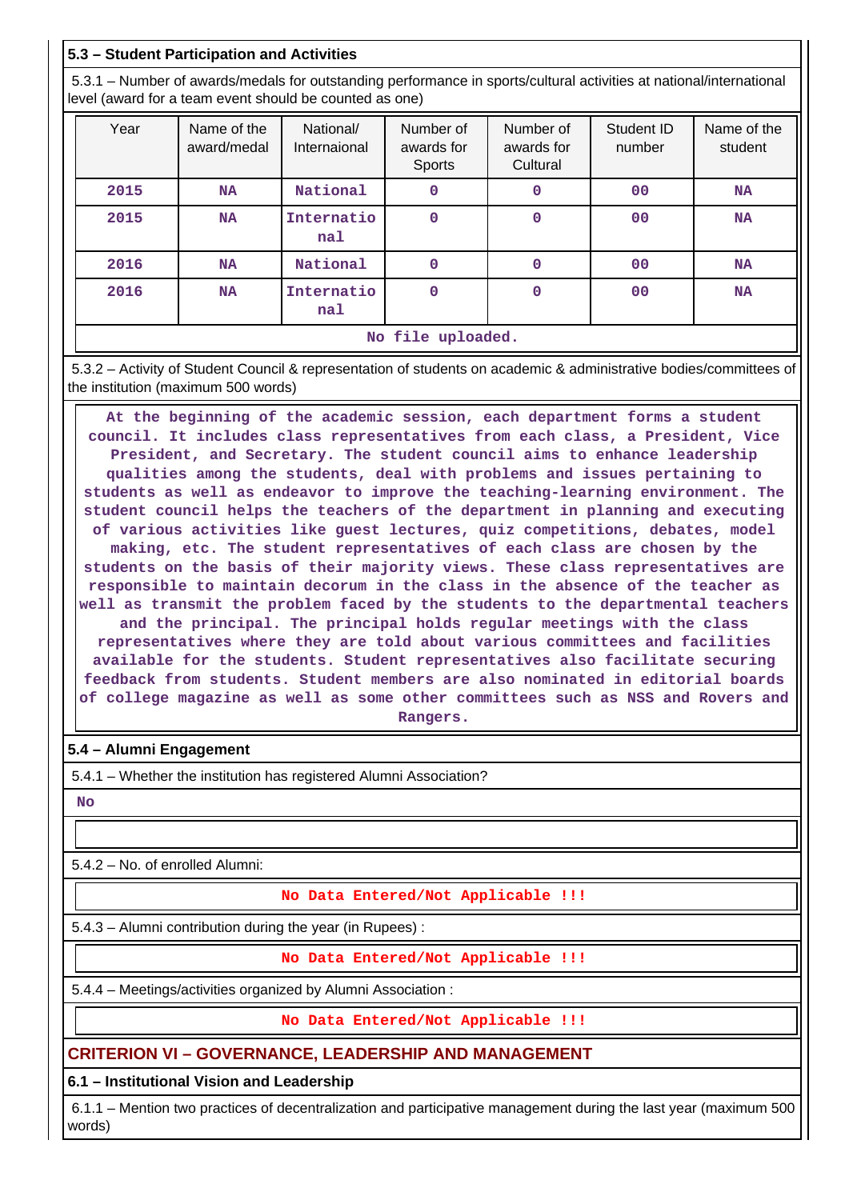### 5.3 – Student Participation and Activities

5.3.1 – Number of awards/medals for outstanding performance in sports/cultural activities at national/international level (award for a team event should be counted as one)

| Year | Name of the award/medal | National/ Internaional | Number of awards for Sports | Number of awards for Cultural | Student ID number | Name of the student |
|---|---|---|---|---|---|---|
| 2015 | NA | National | 0 | 0 | 00 | NA |
| 2015 | NA | International | 0 | 0 | 00 | NA |
| 2016 | NA | National | 0 | 0 | 00 | NA |
| 2016 | NA | International | 0 | 0 | 00 | NA |

No file uploaded.

5.3.2 – Activity of Student Council & representation of students on academic & administrative bodies/committees of the institution (maximum 500 words)

At the beginning of the academic session, each department forms a student council. It includes class representatives from each class, a President, Vice President, and Secretary. The student council aims to enhance leadership qualities among the students, deal with problems and issues pertaining to students as well as endeavor to improve the teaching-learning environment. The student council helps the teachers of the department in planning and executing of various activities like guest lectures, quiz competitions, debates, model making, etc. The student representatives of each class are chosen by the students on the basis of their majority views. These class representatives are responsible to maintain decorum in the class in the absence of the teacher as well as transmit the problem faced by the students to the departmental teachers and the principal. The principal holds regular meetings with the class representatives where they are told about various committees and facilities available for the students. Student representatives also facilitate securing feedback from students. Student members are also nominated in editorial boards of college magazine as well as some other committees such as NSS and Rovers and Rangers.

### 5.4 – Alumni Engagement

5.4.1 – Whether the institution has registered Alumni Association?

No

5.4.2 – No. of enrolled Alumni:

No Data Entered/Not Applicable !!!

5.4.3 – Alumni contribution during the year (in Rupees) :

No Data Entered/Not Applicable !!!

5.4.4 – Meetings/activities organized by Alumni Association :

No Data Entered/Not Applicable !!!

## CRITERION VI – GOVERNANCE, LEADERSHIP AND MANAGEMENT

### 6.1 – Institutional Vision and Leadership

6.1.1 – Mention two practices of decentralization and participative management during the last year (maximum 500 words)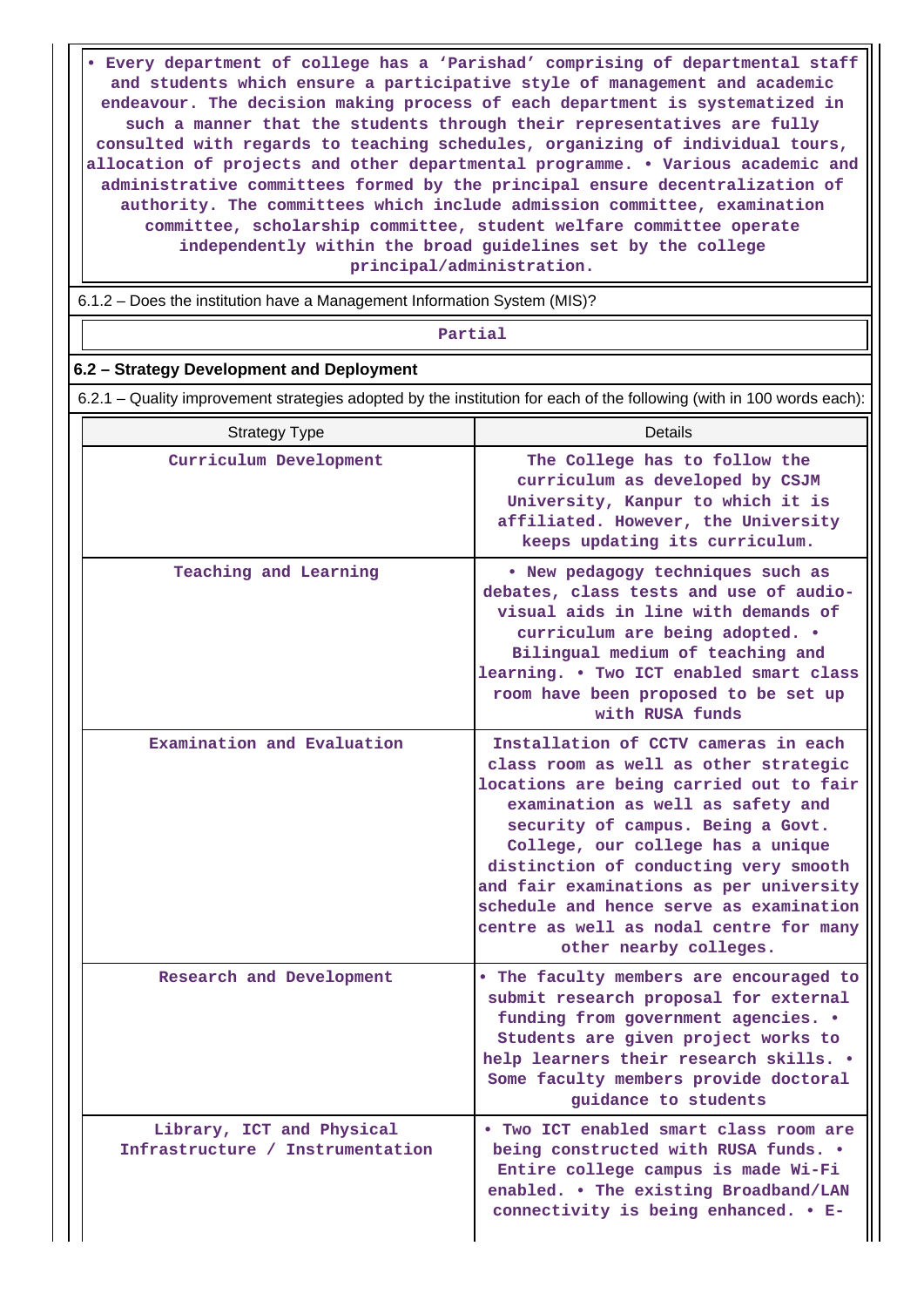• Every department of college has a 'Parishad' comprising of departmental staff and students which ensure a participative style of management and academic endeavour. The decision making process of each department is systematized in such a manner that the students through their representatives are fully consulted with regards to teaching schedules, organizing of individual tours, allocation of projects and other departmental programme. • Various academic and administrative committees formed by the principal ensure decentralization of authority. The committees which include admission committee, examination committee, scholarship committee, student welfare committee operate independently within the broad guidelines set by the college principal/administration.

6.1.2 – Does the institution have a Management Information System (MIS)?

Partial

## 6.2 – Strategy Development and Deployment

6.2.1 – Quality improvement strategies adopted by the institution for each of the following (with in 100 words each):

| Strategy Type | Details |
|---|---|
| Curriculum Development | The College has to follow the curriculum as developed by CSJM University, Kanpur to which it is affiliated. However, the University keeps updating its curriculum. |
| Teaching and Learning | • New pedagogy techniques such as debates, class tests and use of audio-visual aids in line with demands of curriculum are being adopted. • Bilingual medium of teaching and learning. • Two ICT enabled smart class room have been proposed to be set up with RUSA funds |
| Examination and Evaluation | Installation of CCTV cameras in each class room as well as other strategic locations are being carried out to fair examination as well as safety and security of campus. Being a Govt. College, our college has a unique distinction of conducting very smooth and fair examinations as per university schedule and hence serve as examination centre as well as nodal centre for many other nearby colleges. |
| Research and Development | • The faculty members are encouraged to submit research proposal for external funding from government agencies. • Students are given project works to help learners their research skills. • Some faculty members provide doctoral guidance to students |
| Library, ICT and Physical Infrastructure / Instrumentation | • Two ICT enabled smart class room are being constructed with RUSA funds. • Entire college campus is made Wi-Fi enabled. • The existing Broadband/LAN connectivity is being enhanced. • E- |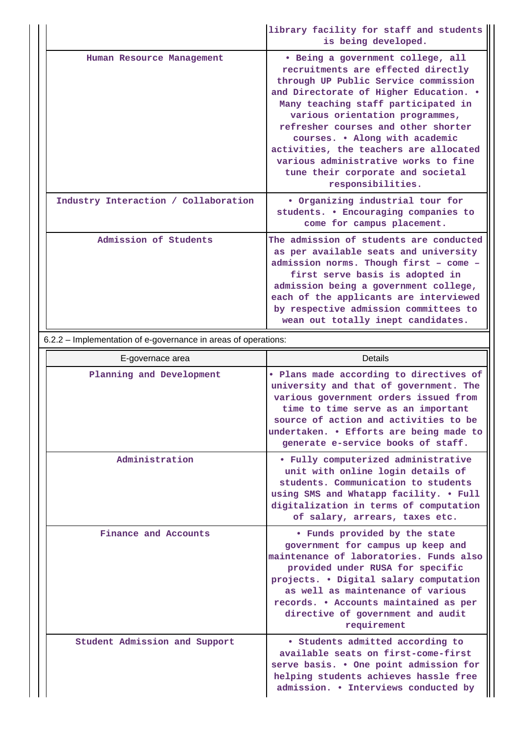| | |
|---|---|
| | library facility for staff and students is being developed. |
| Human Resource Management | • Being a government college, all recruitments are effected directly through UP Public Service commission and Directorate of Higher Education. • Many teaching staff participated in various orientation programmes, refresher courses and other shorter courses. • Along with academic activities, the teachers are allocated various administrative works to fine tune their corporate and societal responsibilities. |
| Industry Interaction / Collaboration | • Organizing industrial tour for students. • Encouraging companies to come for campus placement. |
| Admission of Students | The admission of students are conducted as per available seats and university admission norms. Though first – come – first serve basis is adopted in admission being a government college, each of the applicants are interviewed by respective admission committees to wean out totally inept candidates. |

6.2.2 – Implementation of e-governance in areas of operations:

| E-governace area | Details |
|---|---|
| Planning and Development | • Plans made according to directives of university and that of government. The various government orders issued from time to time serve as an important source of action and activities to be undertaken. • Efforts are being made to generate e-service books of staff. |
| Administration | • Fully computerized administrative unit with online login details of students. Communication to students using SMS and Whatapp facility. • Full digitalization in terms of computation of salary, arrears, taxes etc. |
| Finance and Accounts | • Funds provided by the state government for campus up keep and maintenance of laboratories. Funds also provided under RUSA for specific projects. • Digital salary computation as well as maintenance of various records. • Accounts maintained as per directive of government and audit requirement |
| Student Admission and Support | • Students admitted according to available seats on first-come-first serve basis. • One point admission for helping students achieves hassle free admission. • Interviews conducted by |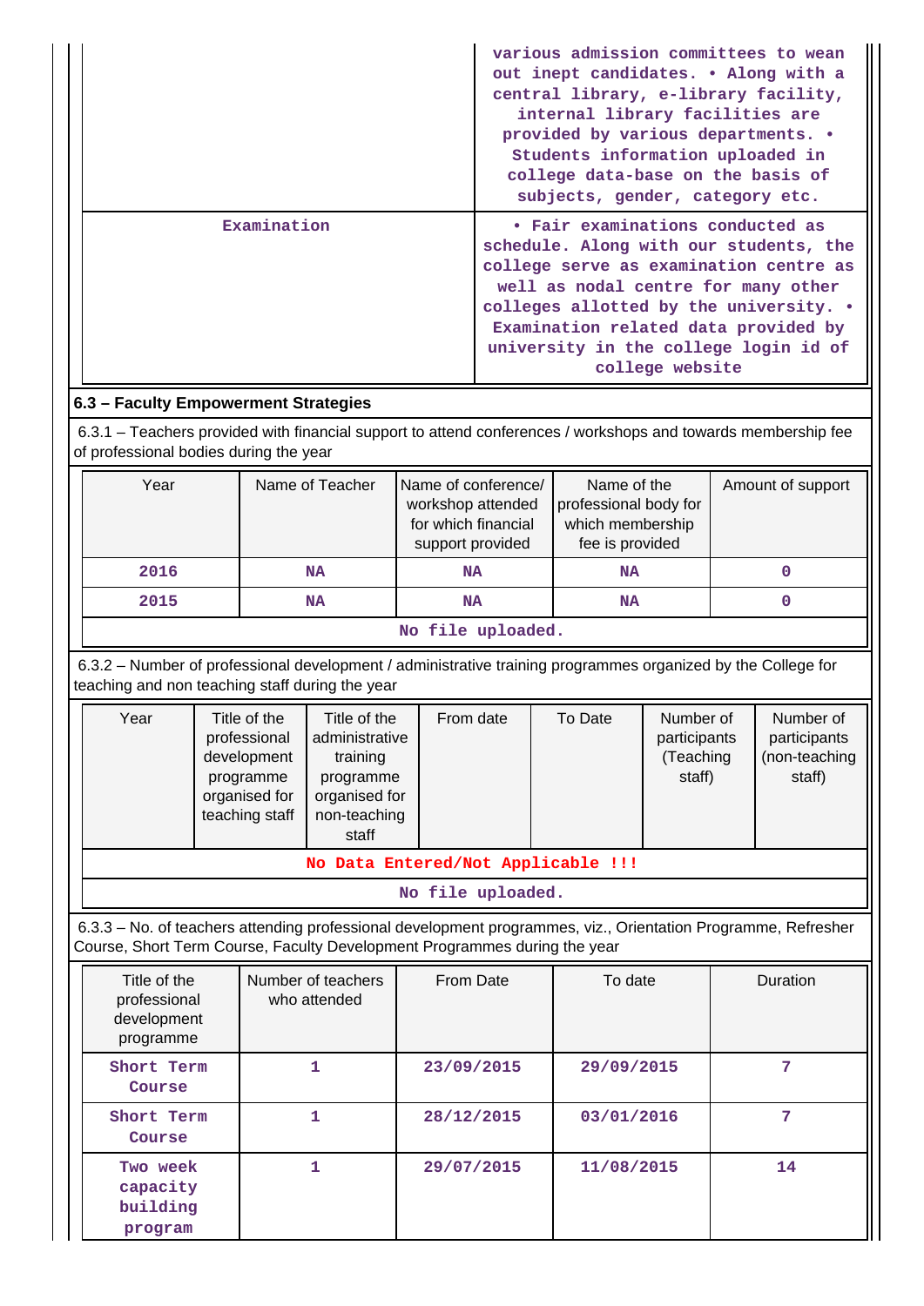| | |
|---|---|
| | various admission committees to wean out inept candidates. • Along with a central library, e-library facility, internal library facilities are provided by various departments. • Students information uploaded in college data-base on the basis of subjects, gender, category etc. |
| Examination | • Fair examinations conducted as schedule. Along with our students, the college serve as examination centre as well as nodal centre for many other colleges allotted by the university. • Examination related data provided by university in the college login id of college website |

### 6.3 – Faculty Empowerment Strategies

6.3.1 – Teachers provided with financial support to attend conferences / workshops and towards membership fee of professional bodies during the year

| Year | Name of Teacher | Name of conference/ workshop attended for which financial support provided | Name of the professional body for which membership fee is provided | Amount of support |
|---|---|---|---|---|
| 2016 | NA | NA | NA | 0 |
| 2015 | NA | NA | NA | 0 |

No file uploaded.

6.3.2 – Number of professional development / administrative training programmes organized by the College for teaching and non teaching staff during the year

| Year | Title of the professional development programme organised for teaching staff | Title of the administrative training programme organised for non-teaching staff | From date | To Date | Number of participants (Teaching staff) | Number of participants (non-teaching staff) |
|---|---|---|---|---|---|---|
| No Data Entered/Not Applicable !!! | | | | | | |

No file uploaded.

6.3.3 – No. of teachers attending professional development programmes, viz., Orientation Programme, Refresher Course, Short Term Course, Faculty Development Programmes during the year

| Title of the professional development programme | Number of teachers who attended | From Date | To date | Duration |
|---|---|---|---|---|
| Short Term Course | 1 | 23/09/2015 | 29/09/2015 | 7 |
| Short Term Course | 1 | 28/12/2015 | 03/01/2016 | 7 |
| Two week capacity building program | 1 | 29/07/2015 | 11/08/2015 | 14 |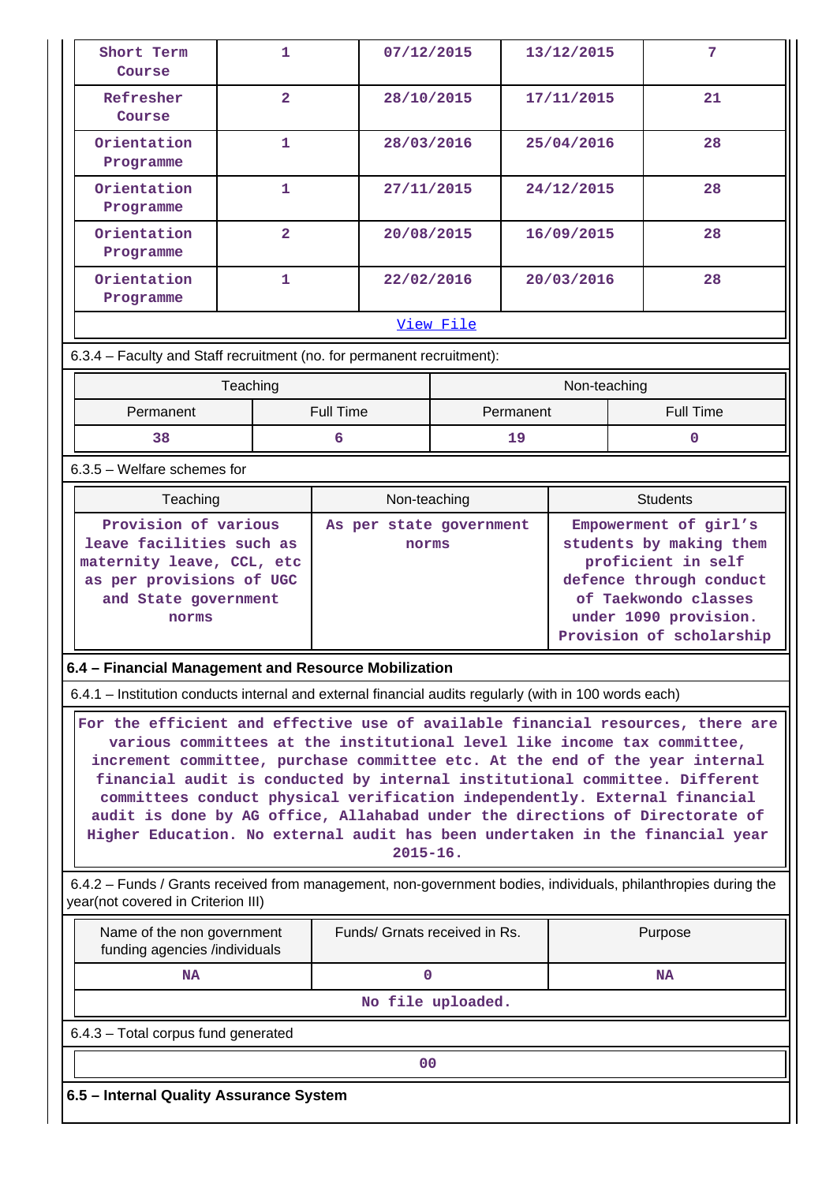| Short Term Course | 1 | 07/12/2015 | 13/12/2015 | 7 |
|---|---|---|---|---|
| Refresher Course | 2 | 28/10/2015 | 17/11/2015 | 21 |
| Orientation Programme | 1 | 28/03/2016 | 25/04/2016 | 28 |
| Orientation Programme | 1 | 27/11/2015 | 24/12/2015 | 28 |
| Orientation Programme | 2 | 20/08/2015 | 16/09/2015 | 28 |
| Orientation Programme | 1 | 22/02/2016 | 20/03/2016 | 28 |

View File

6.3.4 – Faculty and Staff recruitment (no. for permanent recruitment):

| Teaching | | Non-teaching | |
|---|---|---|---|
| Permanent | Full Time | Permanent | Full Time |
| 38 | 6 | 19 | 0 |

6.3.5 – Welfare schemes for

| Teaching | Non-teaching | Students |
|---|---|---|
| Provision of various leave facilities such as maternity leave, CCL, etc as per provisions of UGC and State government norms | As per state government norms | Empowerment of girl's students by making them proficient in self defence through conduct of Taekwondo classes under 1090 provision. Provision of scholarship |

### 6.4 – Financial Management and Resource Mobilization

6.4.1 – Institution conducts internal and external financial audits regularly (with in 100 words each)

For the efficient and effective use of available financial resources, there are various committees at the institutional level like income tax committee, increment committee, purchase committee etc. At the end of the year internal financial audit is conducted by internal institutional committee. Different committees conduct physical verification independently. External financial audit is done by AG office, Allahabad under the directions of Directorate of Higher Education. No external audit has been undertaken in the financial year 2015-16.

6.4.2 – Funds / Grants received from management, non-government bodies, individuals, philanthropies during the year(not covered in Criterion III)

| Name of the non government funding agencies /individuals | Funds/ Grnats received in Rs. | Purpose |
|---|---|---|
| NA | 0 | NA |

No file uploaded.

6.4.3 – Total corpus fund generated

00

### 6.5 – Internal Quality Assurance System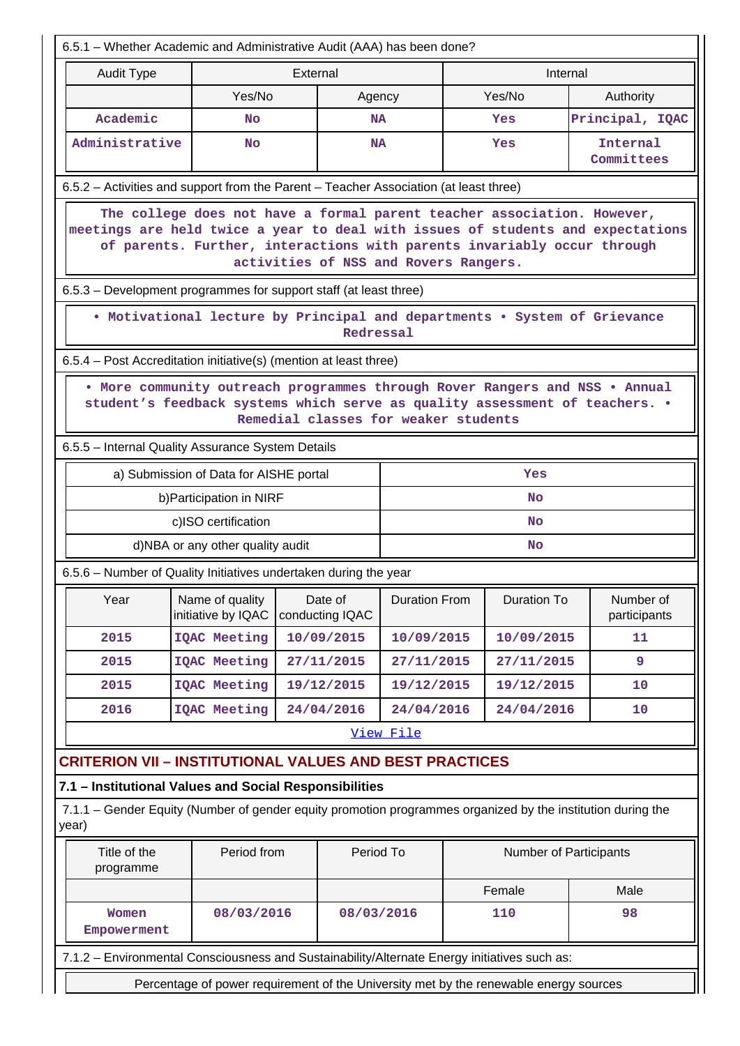6.5.1 – Whether Academic and Administrative Audit (AAA) has been done?

| Audit Type | External | | Internal | |
|---|---|---|---|---|
| | Yes/No | Agency | Yes/No | Authority |
| Academic | No | NA | Yes | Principal, IQAC |
| Administrative | No | NA | Yes | Internal Committees |

6.5.2 – Activities and support from the Parent – Teacher Association (at least three)

The college does not have a formal parent teacher association. However, meetings are held twice a year to deal with issues of students and expectations of parents. Further, interactions with parents invariably occur through activities of NSS and Rovers Rangers.

6.5.3 – Development programmes for support staff (at least three)

• Motivational lecture by Principal and departments • System of Grievance Redressal

6.5.4 – Post Accreditation initiative(s) (mention at least three)

• More community outreach programmes through Rover Rangers and NSS • Annual student's feedback systems which serve as quality assessment of teachers. • Remedial classes for weaker students

6.5.5 – Internal Quality Assurance System Details

| | |
|---|---|
| a) Submission of Data for AISHE portal | Yes |
| b)Participation in NIRF | No |
| c)ISO certification | No |
| d)NBA or any other quality audit | No |

6.5.6 – Number of Quality Initiatives undertaken during the year

| Year | Name of quality initiative by IQAC | Date of conducting IQAC | Duration From | Duration To | Number of participants |
|---|---|---|---|---|---|
| 2015 | IQAC Meeting | 10/09/2015 | 10/09/2015 | 10/09/2015 | 11 |
| 2015 | IQAC Meeting | 27/11/2015 | 27/11/2015 | 27/11/2015 | 9 |
| 2015 | IQAC Meeting | 19/12/2015 | 19/12/2015 | 19/12/2015 | 10 |
| 2016 | IQAC Meeting | 24/04/2016 | 24/04/2016 | 24/04/2016 | 10 |

View File

## CRITERION VII – INSTITUTIONAL VALUES AND BEST PRACTICES

### 7.1 – Institutional Values and Social Responsibilities

7.1.1 – Gender Equity (Number of gender equity promotion programmes organized by the institution during the year)

| Title of the programme | Period from | Period To | Number of Participants | |
|---|---|---|---|---|
| | | | Female | Male |
| Women Empowerment | 08/03/2016 | 08/03/2016 | 110 | 98 |

7.1.2 – Environmental Consciousness and Sustainability/Alternate Energy initiatives such as:

Percentage of power requirement of the University met by the renewable energy sources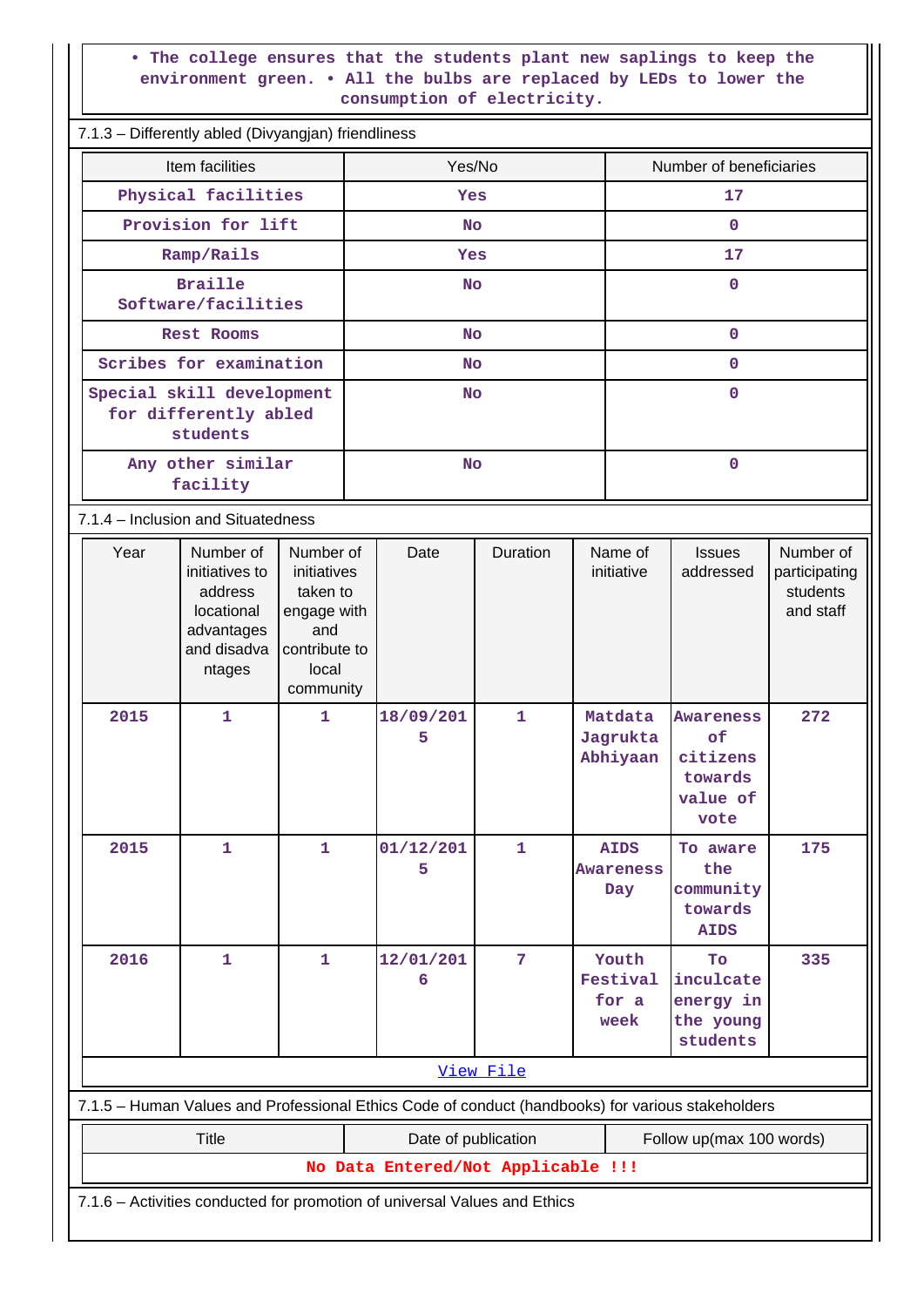• The college ensures that the students plant new saplings to keep the environment green. • All the bulbs are replaced by LEDs to lower the consumption of electricity.

7.1.3 – Differently abled (Divyangjan) friendliness

| Item facilities | Yes/No | Number of beneficiaries |
|---|---|---|
| Physical facilities | Yes | 17 |
| Provision for lift | No | 0 |
| Ramp/Rails | Yes | 17 |
| Braille Software/facilities | No | 0 |
| Rest Rooms | No | 0 |
| Scribes for examination | No | 0 |
| Special skill development for differently abled students | No | 0 |
| Any other similar facility | No | 0 |

7.1.4 – Inclusion and Situatedness

| Year | Number of initiatives to address locational advantages and disadvantages | Number of initiatives taken to engage with and contribute to local community | Date | Duration | Name of initiative | Issues addressed | Number of participating students and staff |
|---|---|---|---|---|---|---|---|
| 2015 | 1 | 1 | 18/09/2015 | 1 | Matdata Jagrukta Abhiyaan | Awareness of citizens towards value of vote | 272 |
| 2015 | 1 | 1 | 01/12/2015 | 1 | AIDS Awareness Day | To aware the community towards AIDS | 175 |
| 2016 | 1 | 1 | 12/01/2016 | 7 | Youth Festival for a week | To inculcate energy in the young students | 335 |

View File

7.1.5 – Human Values and Professional Ethics Code of conduct (handbooks) for various stakeholders

| Title | Date of publication | Follow up(max 100 words) |
|---|---|---|
| No Data Entered/Not Applicable !!! | | |

7.1.6 – Activities conducted for promotion of universal Values and Ethics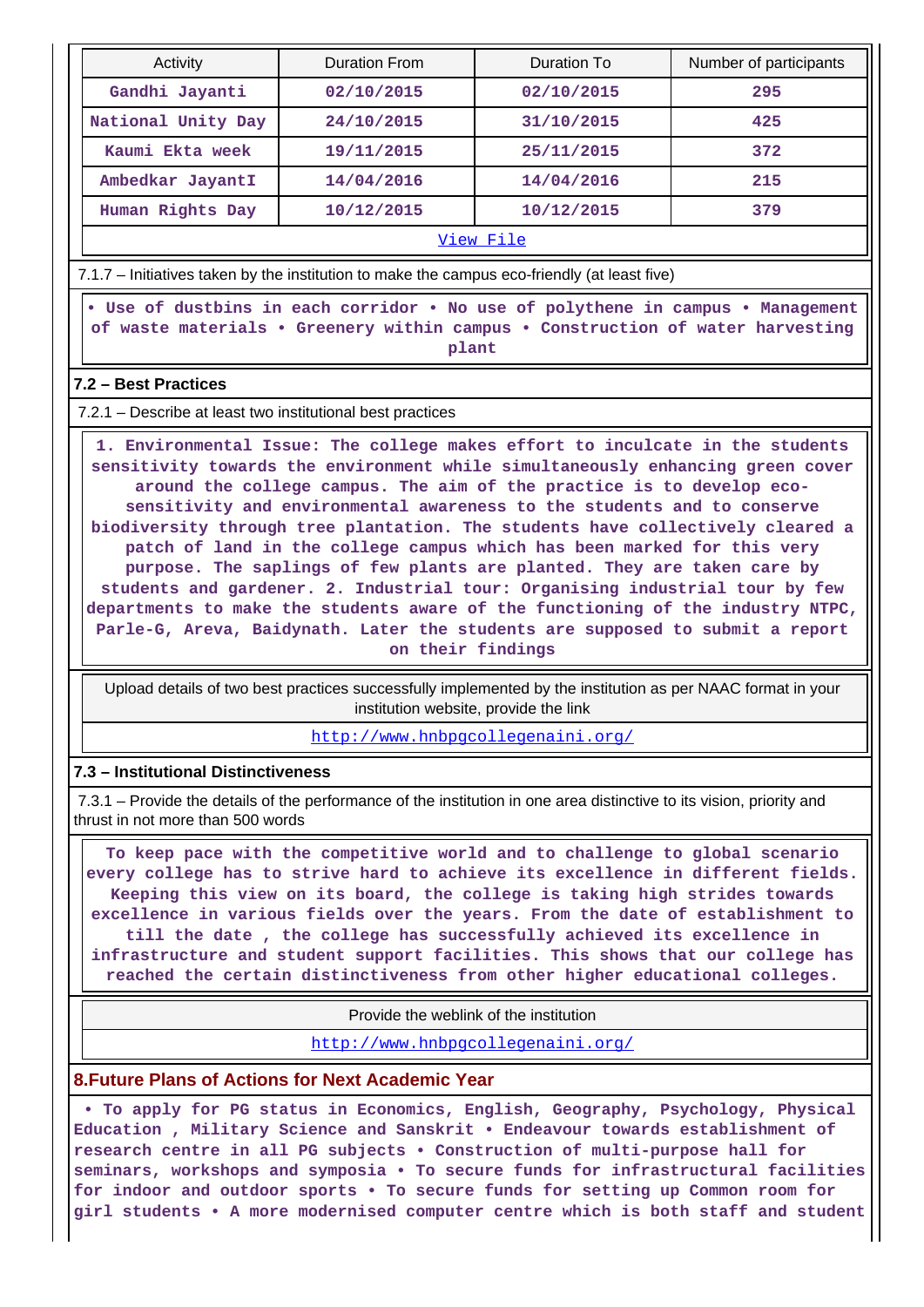| Activity | Duration From | Duration To | Number of participants |
|---|---|---|---|
| Gandhi Jayanti | 02/10/2015 | 02/10/2015 | 295 |
| National Unity Day | 24/10/2015 | 31/10/2015 | 425 |
| Kaumi Ekta week | 19/11/2015 | 25/11/2015 | 372 |
| Ambedkar JayantI | 14/04/2016 | 14/04/2016 | 215 |
| Human Rights Day | 10/12/2015 | 10/12/2015 | 379 |

View File

7.1.7 – Initiatives taken by the institution to make the campus eco-friendly (at least five)

• Use of dustbins in each corridor • No use of polythene in campus • Management of waste materials • Greenery within campus • Construction of water harvesting plant

**7.2 – Best Practices**

7.2.1 – Describe at least two institutional best practices

1. Environmental Issue: The college makes effort to inculcate in the students sensitivity towards the environment while simultaneously enhancing green cover around the college campus. The aim of the practice is to develop eco-sensitivity and environmental awareness to the students and to conserve biodiversity through tree plantation. The students have collectively cleared a patch of land in the college campus which has been marked for this very purpose. The saplings of few plants are planted. They are taken care by students and gardener. 2. Industrial tour: Organising industrial tour by few departments to make the students aware of the functioning of the industry NTPC, Parle-G, Areva, Baidynath. Later the students are supposed to submit a report on their findings

Upload details of two best practices successfully implemented by the institution as per NAAC format in your institution website, provide the link

http://www.hnbpgcollegenaini.org/

**7.3 – Institutional Distinctiveness**

7.3.1 – Provide the details of the performance of the institution in one area distinctive to its vision, priority and thrust in not more than 500 words

To keep pace with the competitive world and to challenge to global scenario every college has to strive hard to achieve its excellence in different fields. Keeping this view on its board, the college is taking high strides towards excellence in various fields over the years. From the date of establishment to till the date , the college has successfully achieved its excellence in infrastructure and student support facilities. This shows that our college has reached the certain distinctiveness from other higher educational colleges.

Provide the weblink of the institution

http://www.hnbpgcollegenaini.org/

**8.Future Plans of Actions for Next Academic Year**

• To apply for PG status in Economics, English, Geography, Psychology, Physical Education , Military Science and Sanskrit • Endeavour towards establishment of research centre in all PG subjects • Construction of multi-purpose hall for seminars, workshops and symposia • To secure funds for infrastructural facilities for indoor and outdoor sports • To secure funds for setting up Common room for girl students • A more modernised computer centre which is both staff and student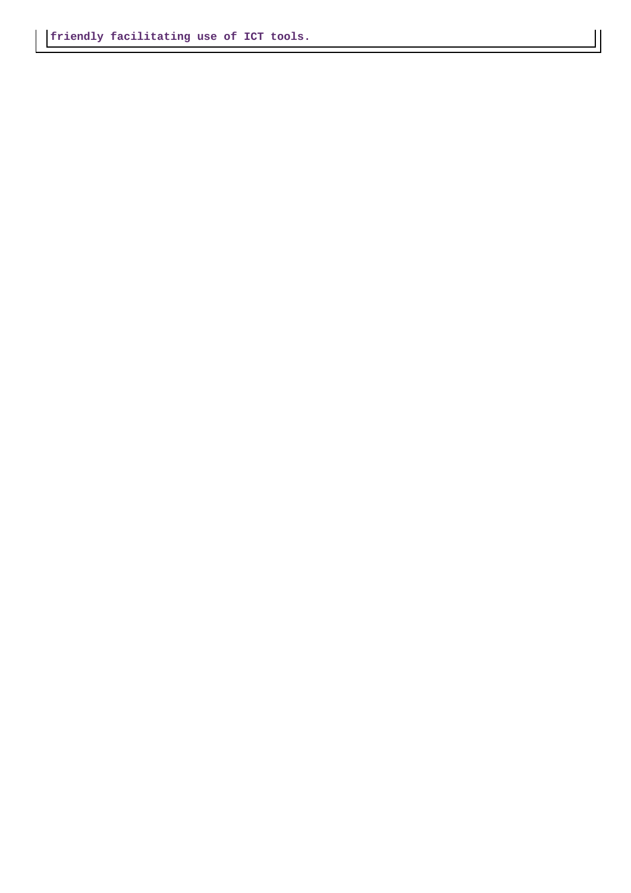**friendly facilitating use of ICT tools.**